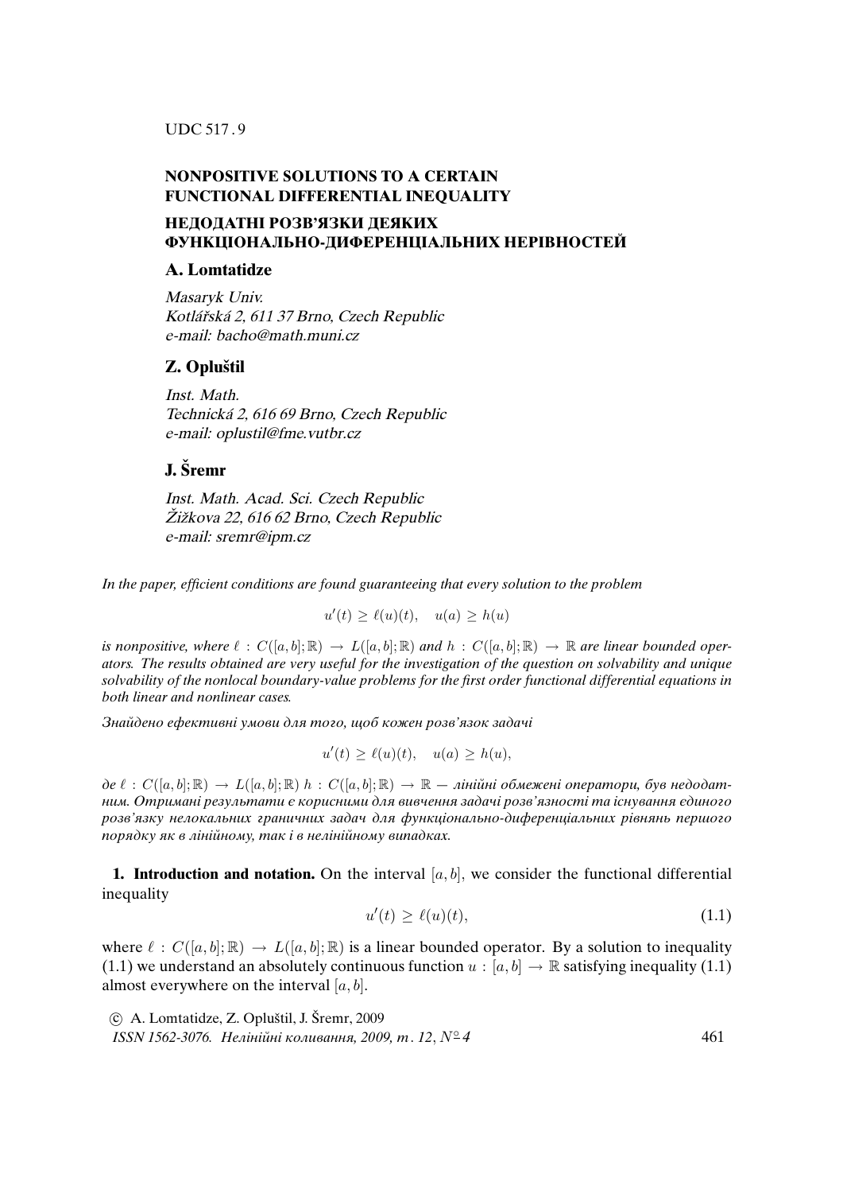UDC 517.9

# NONPOSITIVE SOLUTIONS TO A CERTAIN FUNCTIONAL DIFFERENTIAL INEQUALITY

# НЕДОДАТНІ РОЗВ'ЯЗКИ ДЕЯКИХ ФУНКЦІОНАЛЬНО-ДИФЕРЕНЦІАЛЬНИХ НЕРІВНОСТЕЙ

## A. Lomtatidze

*Masaryk Univ.*
*Kotlářská 2, 611 37 Brno, Czech Republic*
*e-mail: bacho@math.muni.cz*

## Z. Opluštil

*Inst. Math.*
*Technická 2, 616 69 Brno, Czech Republic*
*e-mail: oplustil@fme.vutbr.cz*

## J. Šremr

*Inst. Math. Acad. Sci. Czech Republic*
*Žižkova 22, 616 62 Brno, Czech Republic*
*e-mail: sremr@ipm.cz*

*In the paper, efficient conditions are found guaranteeing that every solution to the problem*

$$u'(t) \geq \ell(u)(t), \quad u(a) \geq h(u)$$

*is nonpositive, where $\ell : C([a, b]; \mathbb{R}) \to L([a, b]; \mathbb{R})$ and $h : C([a, b]; \mathbb{R}) \to \mathbb{R}$ are linear bounded operators. The results obtained are very useful for the investigation of the question on solvability and unique solvability of the nonlocal boundary-value problems for the first order functional differential equations in both linear and nonlinear cases.*

*Знайдено ефективні умови для того, щоб кожен розв'язок задачі*

$$u'(t) \geq \ell(u)(t), \quad u(a) \geq h(u),$$

*де $\ell : C([a, b]; \mathbb{R}) \to L([a, b]; \mathbb{R})$ $h : C([a, b]; \mathbb{R}) \to \mathbb{R}$ — лінійні обмежені оператори, був недодатним. Отримані результати є корисними для вивчення задачі розв'язності та існування єдиного розв'язку нелокальних граничних задач для функціонально-диференціальних рівнянь першого порядку як в лінійному, так і в нелінійному випадках.*

**1. Introduction and notation.** On the interval $[a, b]$, we consider the functional differential inequality

$$u'(t) \geq \ell(u)(t), \tag{1.1}$$

where $\ell : C([a, b]; \mathbb{R}) \to L([a, b]; \mathbb{R})$ is a linear bounded operator. By a solution to inequality (1.1) we understand an absolutely continuous function $u : [a, b] \to \mathbb{R}$ satisfying inequality (1.1) almost everywhere on the interval $[a, b]$.

© A. Lomtatidze, Z. Opluštil, J. Šremr, 2009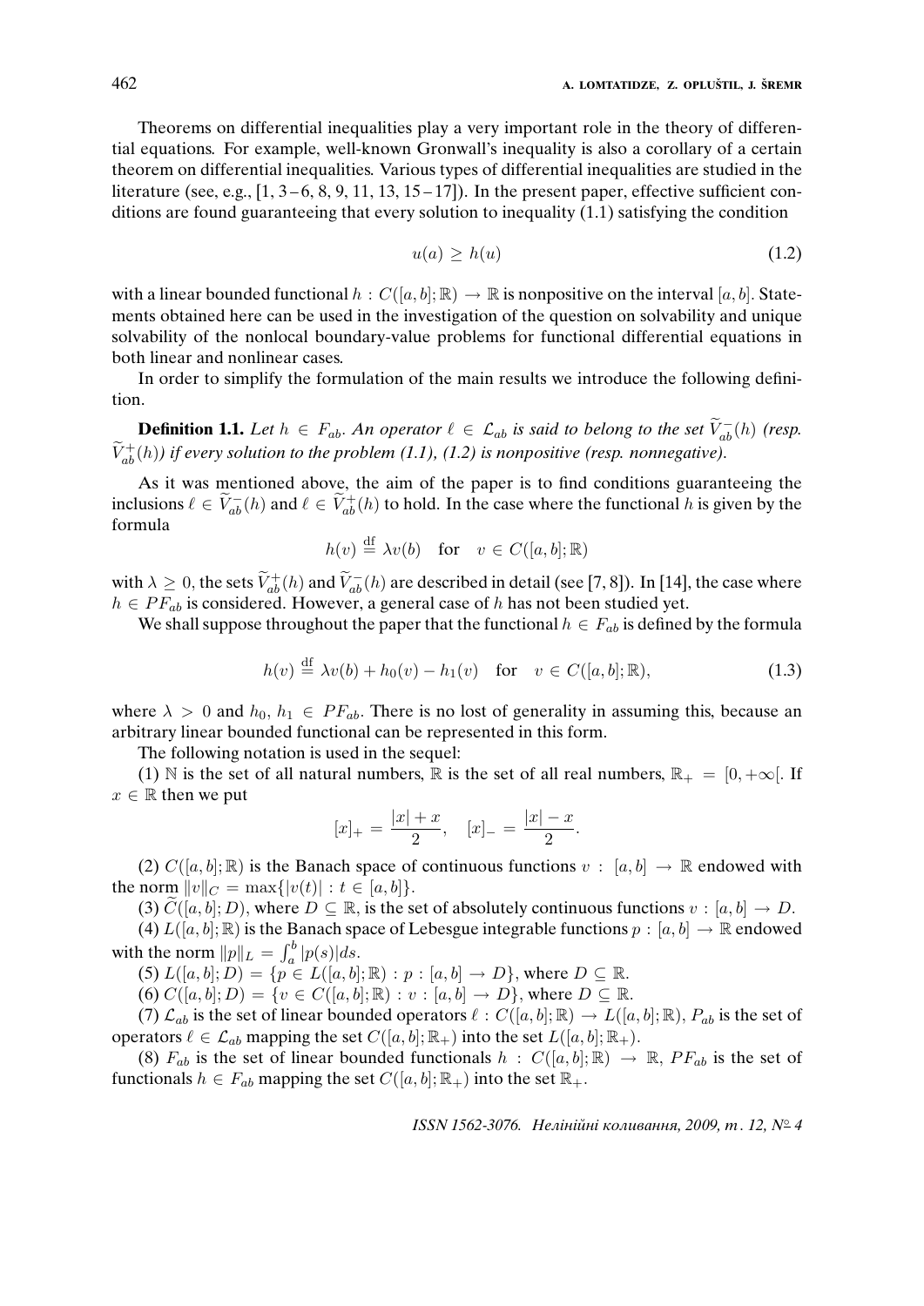Theorems on differential inequalities play a very important role in the theory of differential equations. For example, well-known Gronwall's inequality is also a corollary of a certain theorem on differential inequalities. Various types of differential inequalities are studied in the literature (see, e.g., [1, 3 – 6, 8, 9, 11, 13, 15 – 17]). In the present paper, effective sufficient conditions are found guaranteeing that every solution to inequality (1.1) satisfying the condition

$$u(a) \geq h(u) \tag{1.2}$$

with a linear bounded functional $h : C([a, b]; \mathbb{R}) \to \mathbb{R}$ is nonpositive on the interval $[a, b]$. Statements obtained here can be used in the investigation of the question on solvability and unique solvability of the nonlocal boundary-value problems for functional differential equations in both linear and nonlinear cases.

In order to simplify the formulation of the main results we introduce the following definition.

**Definition 1.1.** *Let $h \in F_{ab}$. An operator $\ell \in \mathcal{L}_{ab}$ is said to belong to the set $\widetilde{V}_{ab}^{-}(h)$ (resp. $\widetilde{V}_{ab}^{+}(h)$) if every solution to the problem (1.1), (1.2) is nonpositive (resp. nonnegative).*

As it was mentioned above, the aim of the paper is to find conditions guaranteeing the inclusions $\ell \in \widetilde{V}_{ab}^{-}(h)$ and $\ell \in \widetilde{V}_{ab}^{+}(h)$ to hold. In the case where the functional $h$ is given by the formula

$$h(v) \overset{\text{df}}{=} \lambda v(b) \quad \text{for} \quad v \in C([a, b]; \mathbb{R})$$

with $\lambda \geq 0$, the sets $\widetilde{V}_{ab}^{+}(h)$ and $\widetilde{V}_{ab}^{-}(h)$ are described in detail (see [7, 8]). In [14], the case where $h \in PF_{ab}$ is considered. However, a general case of $h$ has not been studied yet.

We shall suppose throughout the paper that the functional $h \in F_{ab}$ is defined by the formula

$$h(v) \overset{\text{df}}{=} \lambda v(b) + h_0(v) - h_1(v) \quad \text{for} \quad v \in C([a, b]; \mathbb{R}), \tag{1.3}$$

where $\lambda > 0$ and $h_0, h_1 \in PF_{ab}$. There is no lost of generality in assuming this, because an arbitrary linear bounded functional can be represented in this form.

The following notation is used in the sequel:

(1) $\mathbb{N}$ is the set of all natural numbers, $\mathbb{R}$ is the set of all real numbers, $\mathbb{R}_+ = [0, +\infty[$. If $x \in \mathbb{R}$ then we put

$$[x]_+ = \frac{|x| + x}{2}, \quad [x]_- = \frac{|x| - x}{2}.$$

(2) $C([a, b]; \mathbb{R})$ is the Banach space of continuous functions $v : [a, b] \to \mathbb{R}$ endowed with the norm $\|v\|_C = \max\{|v(t)| : t \in [a, b]\}$.

(3) $\widetilde{C}([a, b]; D)$, where $D \subseteq \mathbb{R}$, is the set of absolutely continuous functions $v : [a, b] \to D$.

(4) $L([a, b]; \mathbb{R})$ is the Banach space of Lebesgue integrable functions $p : [a, b] \to \mathbb{R}$ endowed with the norm $\|p\|_L = \int_a^b |p(s)| ds$.

(5) $L([a, b]; D) = \{p \in L([a, b]; \mathbb{R}) : p : [a, b] \to D\}$, where $D \subseteq \mathbb{R}$.

(6) $C([a, b]; D) = \{v \in C([a, b]; \mathbb{R}) : v : [a, b] \to D\}$, where $D \subseteq \mathbb{R}$.

(7) $\mathcal{L}_{ab}$ is the set of linear bounded operators $\ell : C([a, b]; \mathbb{R}) \to L([a, b]; \mathbb{R})$, $P_{ab}$ is the set of operators $\ell \in \mathcal{L}_{ab}$ mapping the set $C([a, b]; \mathbb{R}_+)$ into the set $L([a, b]; \mathbb{R}_+)$.

(8) $F_{ab}$ is the set of linear bounded functionals $h : C([a, b]; \mathbb{R}) \to \mathbb{R}$, $PF_{ab}$ is the set of functionals $h \in F_{ab}$ mapping the set $C([a, b]; \mathbb{R}_+)$ into the set $\mathbb{R}_+$.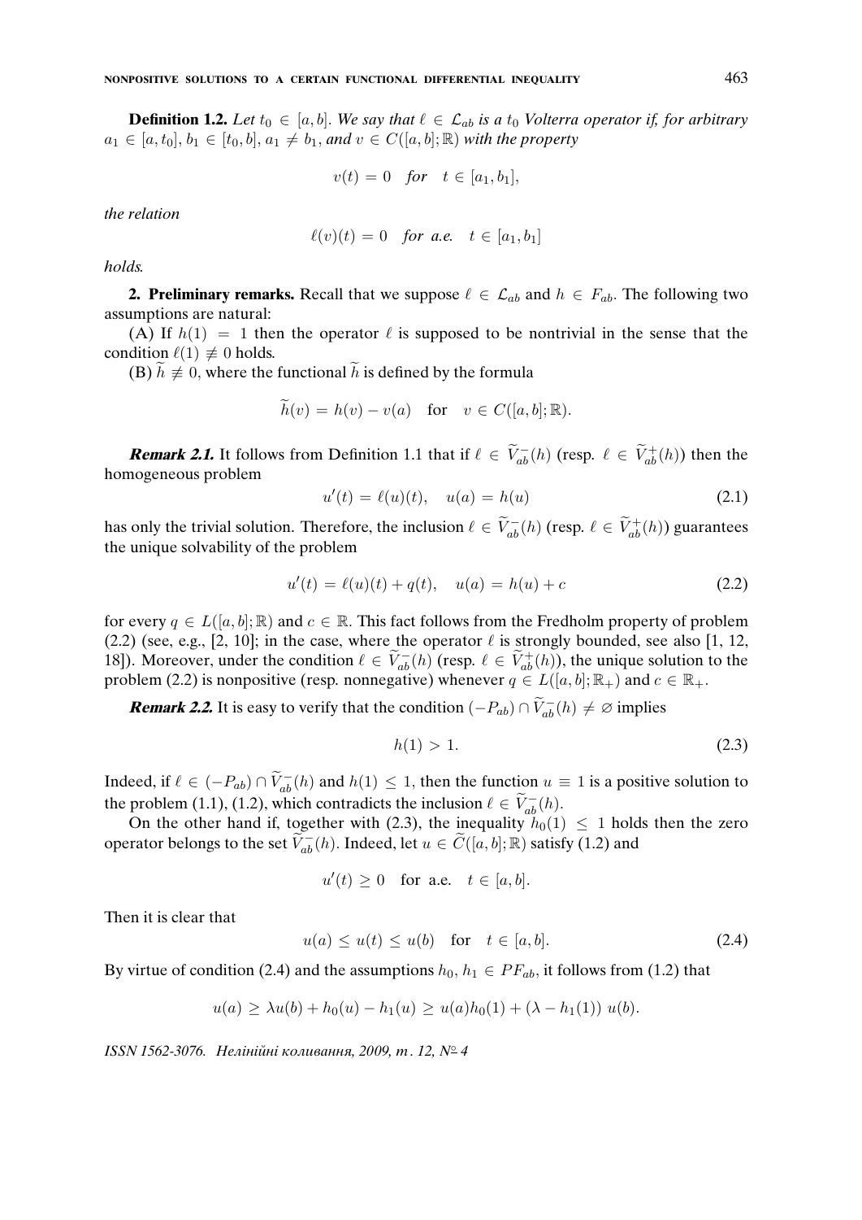**Definition 1.2.** *Let $t_0 \in [a,b]$. We say that $\ell \in \mathcal{L}_{ab}$ is a $t_0$ Volterra operator if, for arbitrary $a_1 \in [a,t_0]$, $b_1 \in [t_0,b]$, $a_1 \neq b_1$, and $v \in C([a,b];\mathbb{R})$ with the property*

$$v(t) = 0 \quad \textit{for} \quad t \in [a_1,b_1],$$

*the relation*

$$\ell(v)(t) = 0 \quad \textit{for a.e.} \quad t \in [a_1,b_1]$$

*holds.*

**2. Preliminary remarks.** Recall that we suppose $\ell \in \mathcal{L}_{ab}$ and $h \in F_{ab}$. The following two assumptions are natural:

(A) If $h(1) = 1$ then the operator $\ell$ is supposed to be nontrivial in the sense that the condition $\ell(1) \not\equiv 0$ holds.

(B) $\widetilde{h} \not\equiv 0$, where the functional $\widetilde{h}$ is defined by the formula

$$\widetilde{h}(v) = h(v) - v(a) \quad \text{for} \quad v \in C([a,b];\mathbb{R}).$$

***Remark 2.1.*** It follows from Definition 1.1 that if $\ell \in \widetilde{V}_{ab}^{-}(h)$ (resp. $\ell \in \widetilde{V}_{ab}^{+}(h)$) then the homogeneous problem

$$u'(t) = \ell(u)(t), \quad u(a) = h(u) \tag{2.1}$$

has only the trivial solution. Therefore, the inclusion $\ell \in \widetilde{V}_{ab}^{-}(h)$ (resp. $\ell \in \widetilde{V}_{ab}^{+}(h)$) guarantees the unique solvability of the problem

$$u'(t) = \ell(u)(t) + q(t), \quad u(a) = h(u) + c \tag{2.2}$$

for every $q \in L([a,b];\mathbb{R})$ and $c \in \mathbb{R}$. This fact follows from the Fredholm property of problem (2.2) (see, e.g., [2, 10]; in the case, where the operator $\ell$ is strongly bounded, see also [1, 12, 18]). Moreover, under the condition $\ell \in \widetilde{V}_{ab}^{-}(h)$ (resp. $\ell \in \widetilde{V}_{ab}^{+}(h)$), the unique solution to the problem (2.2) is nonpositive (resp. nonnegative) whenever $q \in L([a,b];\mathbb{R}_+)$ and $c \in \mathbb{R}_+$.

***Remark 2.2.*** It is easy to verify that the condition $(-P_{ab}) \cap \widetilde{V}_{ab}^{-}(h) \neq \varnothing$ implies

$$h(1) > 1. \tag{2.3}$$

Indeed, if $\ell \in (-P_{ab}) \cap \widetilde{V}_{ab}^{-}(h)$ and $h(1) \leq 1$, then the function $u \equiv 1$ is a positive solution to the problem (1.1), (1.2), which contradicts the inclusion $\ell \in \widetilde{V}_{ab}^{-}(h)$.

On the other hand if, together with (2.3), the inequality $h_0(1) \leq 1$ holds then the zero operator belongs to the set $\widetilde{V}_{ab}^{-}(h)$. Indeed, let $u \in \widetilde{C}([a,b];\mathbb{R})$ satisfy (1.2) and

$$u'(t) \geq 0 \quad \text{for a.e.} \quad t \in [a,b].$$

Then it is clear that

$$u(a) \leq u(t) \leq u(b) \quad \text{for} \quad t \in [a,b]. \tag{2.4}$$

By virtue of condition (2.4) and the assumptions $h_0, h_1 \in PF_{ab}$, it follows from (1.2) that

$$u(a) \geq \lambda u(b) + h_0(u) - h_1(u) \geq u(a)h_0(1) + (\lambda - h_1(1))\, u(b).$$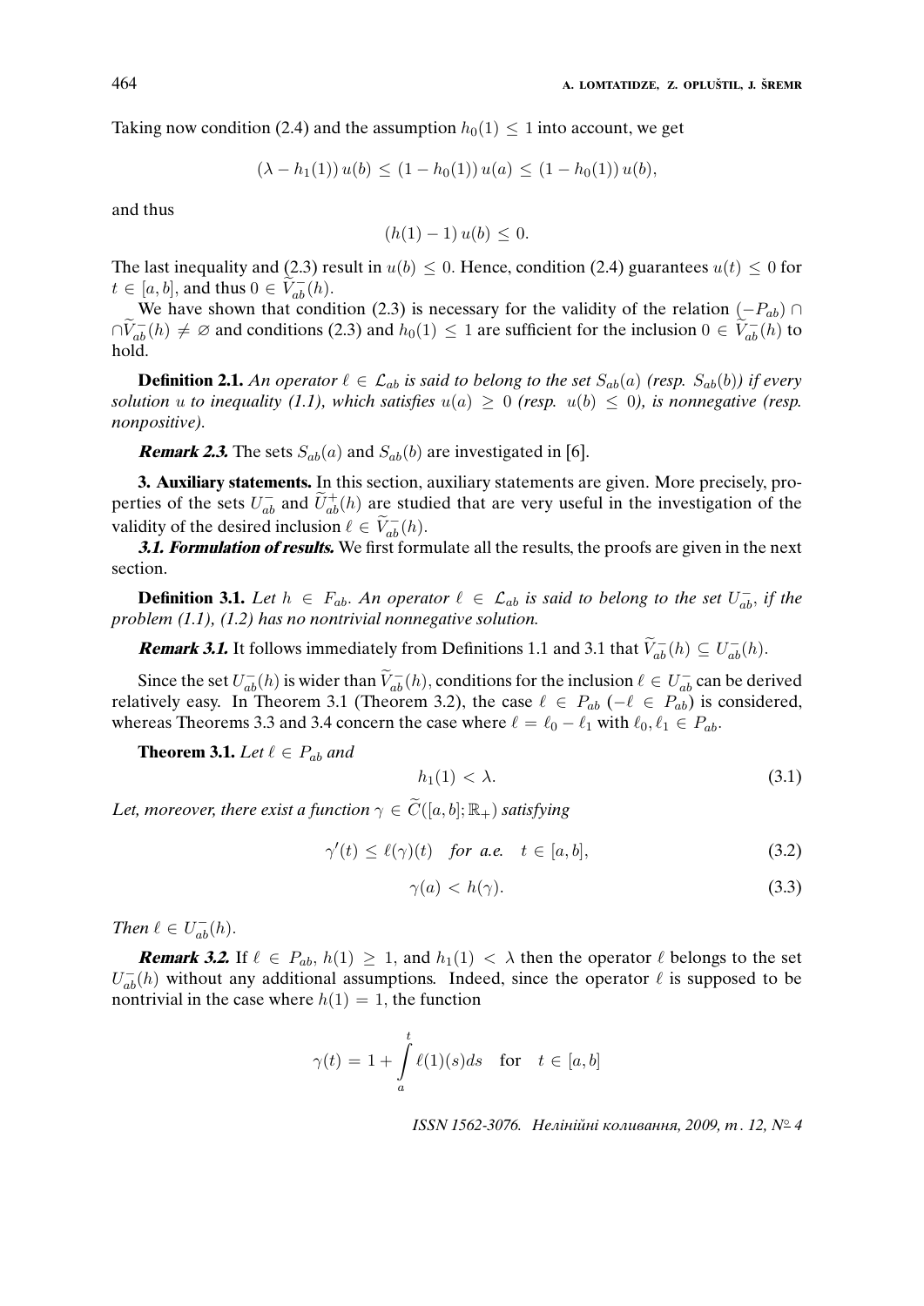Taking now condition (2.4) and the assumption $h_0(1) \leq 1$ into account, we get

$$(\lambda - h_1(1))\, u(b) \leq (1 - h_0(1))\, u(a) \leq (1 - h_0(1))\, u(b),$$

and thus

$$(h(1) - 1)\, u(b) \leq 0.$$

The last inequality and (2.3) result in $u(b) \leq 0$. Hence, condition (2.4) guarantees $u(t) \leq 0$ for $t \in [a, b]$, and thus $0 \in \widetilde{V}_{ab}^{-}(h)$.

We have shown that condition (2.3) is necessary for the validity of the relation $(-P_{ab}) \cap \cap \widetilde{V}_{ab}^{-}(h) \neq \varnothing$ and conditions (2.3) and $h_0(1) \leq 1$ are sufficient for the inclusion $0 \in \widetilde{V}_{ab}^{-}(h)$ to hold.

**Definition 2.1.** *An operator $\ell \in \mathcal{L}_{ab}$ is said to belong to the set $S_{ab}(a)$ (resp. $S_{ab}(b)$) if every solution $u$ to inequality (1.1), which satisfies $u(a) \geq 0$ (resp. $u(b) \leq 0$), is nonnegative (resp. nonpositive).*

***Remark 2.3.*** The sets $S_{ab}(a)$ and $S_{ab}(b)$ are investigated in [6].

**3. Auxiliary statements.** In this section, auxiliary statements are given. More precisely, properties of the sets $U_{ab}^{-}$ and $\widetilde{U}_{ab}^{+}(h)$ are studied that are very useful in the investigation of the validity of the desired inclusion $\ell \in \widetilde{V}_{ab}^{-}(h)$.

***3.1. Formulation of results.*** We first formulate all the results, the proofs are given in the next section.

**Definition 3.1.** *Let $h \in F_{ab}$. An operator $\ell \in \mathcal{L}_{ab}$ is said to belong to the set $U_{ab}^{-}$, if the problem (1.1), (1.2) has no nontrivial nonnegative solution.*

***Remark 3.1.*** It follows immediately from Definitions 1.1 and 3.1 that $\widetilde{V}_{ab}^{-}(h) \subseteq U_{ab}^{-}(h)$.

Since the set $U_{ab}^{-}(h)$ is wider than $\widetilde{V}_{ab}^{-}(h)$, conditions for the inclusion $\ell \in U_{ab}^{-}$ can be derived relatively easy. In Theorem 3.1 (Theorem 3.2), the case $\ell \in P_{ab}$ ($-\ell \in P_{ab}$) is considered, whereas Theorems 3.3 and 3.4 concern the case where $\ell = \ell_0 - \ell_1$ with $\ell_0, \ell_1 \in P_{ab}$.

**Theorem 3.1.** *Let $\ell \in P_{ab}$ and*

$$h_1(1) < \lambda. \tag{3.1}$$

*Let, moreover, there exist a function $\gamma \in \widetilde{C}([a, b]; \mathbb{R}_+)$ satisfying*

$$\gamma'(t) \leq \ell(\gamma)(t) \quad \textit{for a.e.} \quad t \in [a, b], \tag{3.2}$$

$$\gamma(a) < h(\gamma). \tag{3.3}$$

*Then $\ell \in U_{ab}^{-}(h)$.*

***Remark 3.2.*** If $\ell \in P_{ab}$, $h(1) \geq 1$, and $h_1(1) < \lambda$ then the operator $\ell$ belongs to the set $U_{ab}^{-}(h)$ without any additional assumptions. Indeed, since the operator $\ell$ is supposed to be nontrivial in the case where $h(1) = 1$, the function

$$\gamma(t) = 1 + \int_a^t \ell(1)(s)ds \quad \text{for} \quad t \in [a, b]$$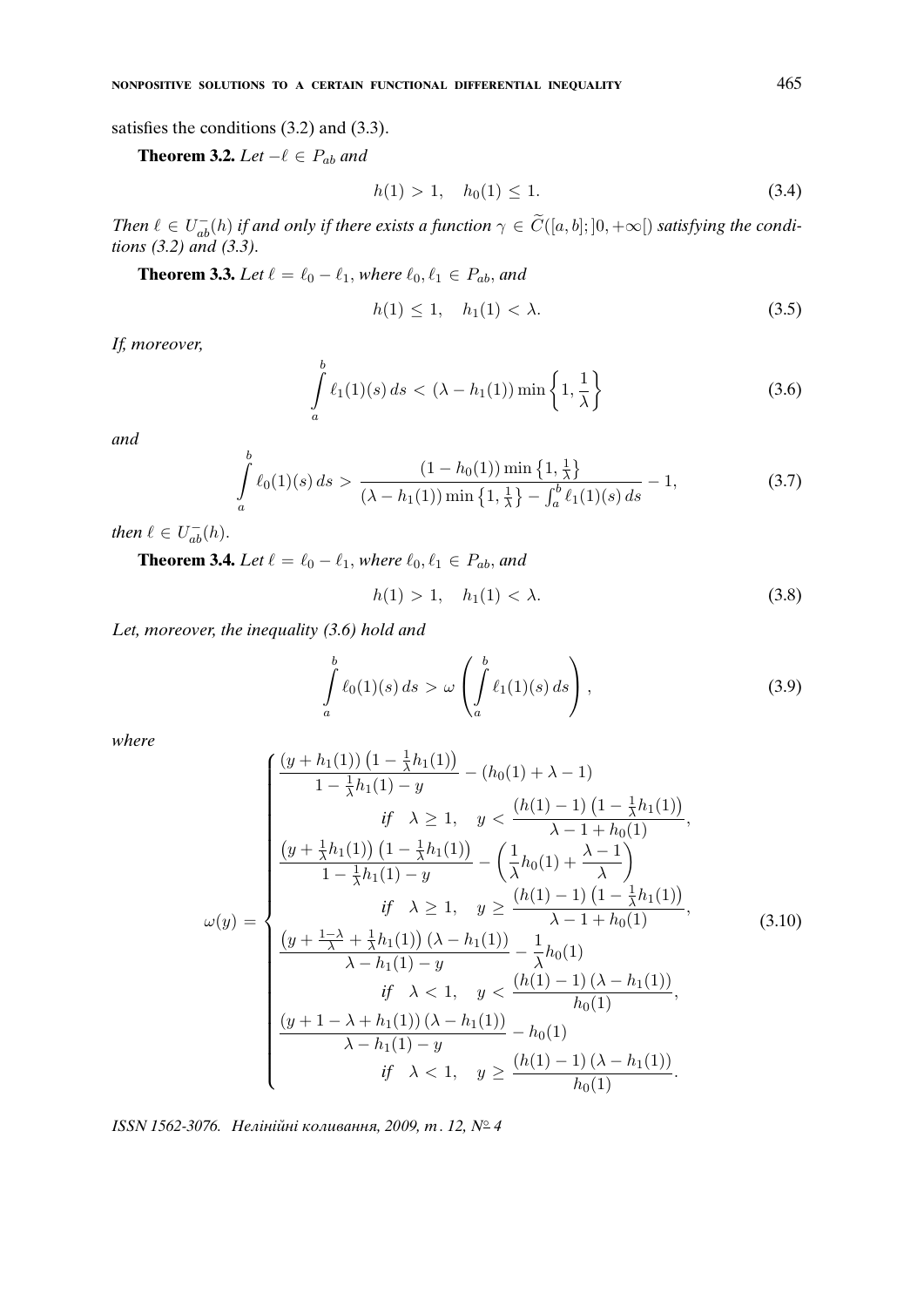satisfies the conditions (3.2) and (3.3).

**Theorem 3.2.** *Let $-\ell \in P_{ab}$ and*

$$h(1) > 1, \quad h_0(1) \le 1. \tag{3.4}$$

*Then $\ell \in U_{ab}^-(h)$ if and only if there exists a function $\gamma \in \widetilde{C}([a,b];]0,+\infty[)$ satisfying the conditions (3.2) and (3.3).*

**Theorem 3.3.** *Let $\ell = \ell_0 - \ell_1$, where $\ell_0, \ell_1 \in P_{ab}$, and*

$$h(1) \le 1, \quad h_1(1) < \lambda. \tag{3.5}$$

*If, moreover,*

$$\int_a^b \ell_1(1)(s)\,ds < (\lambda - h_1(1)) \min\left\{1, \frac{1}{\lambda}\right\} \tag{3.6}$$

*and*

$$\int_a^b \ell_0(1)(s)\,ds > \frac{(1 - h_0(1)) \min\left\{1, \frac{1}{\lambda}\right\}}{(\lambda - h_1(1)) \min\left\{1, \frac{1}{\lambda}\right\} - \int_a^b \ell_1(1)(s)\,ds} - 1, \tag{3.7}$$

*then $\ell \in U_{ab}^-(h)$.*

**Theorem 3.4.** *Let $\ell = \ell_0 - \ell_1$, where $\ell_0, \ell_1 \in P_{ab}$, and*

$$h(1) > 1, \quad h_1(1) < \lambda. \tag{3.8}$$

*Let, moreover, the inequality (3.6) hold and*

$$\int_a^b \ell_0(1)(s)\,ds > \omega\left(\int_a^b \ell_1(1)(s)\,ds\right), \tag{3.9}$$

*where*

$$\omega(y) = \begin{cases} \dfrac{(y + h_1(1))\left(1 - \frac{1}{\lambda}h_1(1)\right)}{1 - \frac{1}{\lambda}h_1(1) - y} - (h_0(1) + \lambda - 1) \\ \qquad\qquad \text{if} \quad \lambda \ge 1, \quad y < \dfrac{(h(1) - 1)\left(1 - \frac{1}{\lambda}h_1(1)\right)}{\lambda - 1 + h_0(1)}, \\ \dfrac{\left(y + \frac{1}{\lambda}h_1(1)\right)\left(1 - \frac{1}{\lambda}h_1(1)\right)}{1 - \frac{1}{\lambda}h_1(1) - y} - \left(\dfrac{1}{\lambda}h_0(1) + \dfrac{\lambda - 1}{\lambda}\right) \\ \qquad\qquad \text{if} \quad \lambda \ge 1, \quad y \ge \dfrac{(h(1) - 1)\left(1 - \frac{1}{\lambda}h_1(1)\right)}{\lambda - 1 + h_0(1)}, \\ \dfrac{\left(y + \frac{1-\lambda}{\lambda} + \frac{1}{\lambda}h_1(1)\right)(\lambda - h_1(1))}{\lambda - h_1(1) - y} - \dfrac{1}{\lambda}h_0(1) \\ \qquad\qquad \text{if} \quad \lambda < 1, \quad y < \dfrac{(h(1) - 1)(\lambda - h_1(1))}{h_0(1)}, \\ \dfrac{(y + 1 - \lambda + h_1(1))(\lambda - h_1(1))}{\lambda - h_1(1) - y} - h_0(1) \\ \qquad\qquad \text{if} \quad \lambda < 1, \quad y \ge \dfrac{(h(1) - 1)(\lambda - h_1(1))}{h_0(1)}. \end{cases} \tag{3.10}$$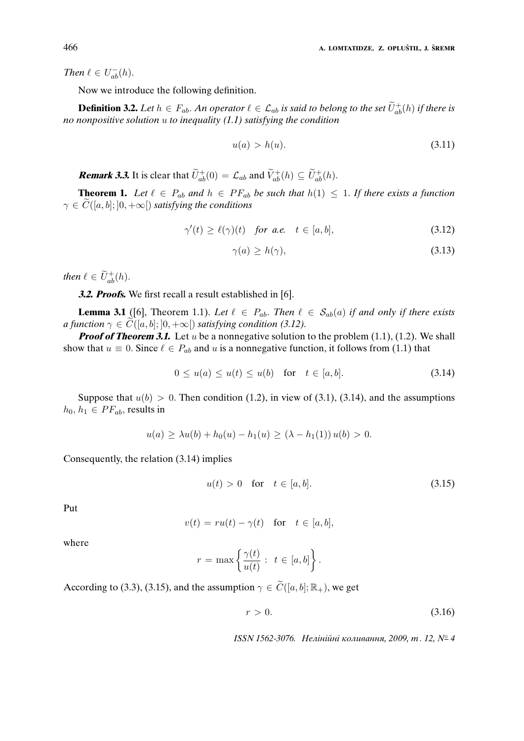*Then* $\ell \in U^-_{ab}(h)$.

Now we introduce the following definition.

**Definition 3.2.** *Let $h \in F_{ab}$. An operator $\ell \in \mathcal{L}_{ab}$ is said to belong to the set $\widetilde{U}^+_{ab}(h)$ if there is no nonpositive solution $u$ to inequality (1.1) satisfying the condition*

$$u(a) > h(u). \tag{3.11}$$

***Remark 3.3.*** It is clear that $\widetilde{U}^+_{ab}(0) = \mathcal{L}_{ab}$ and $\widetilde{V}^+_{ab}(h) \subseteq \widetilde{U}^+_{ab}(h)$.

**Theorem 1.** *Let $\ell \in P_{ab}$ and $h \in PF_{ab}$ be such that $h(1) \leq 1$. If there exists a function $\gamma \in \widetilde{C}([a,b]; ]0,+\infty[)$ satisfying the conditions*

$$\gamma'(t) \geq \ell(\gamma)(t) \quad \textit{for a.e.} \quad t \in [a,b], \tag{3.12}$$

$$\gamma(a) \geq h(\gamma), \tag{3.13}$$

*then* $\ell \in \widetilde{U}^+_{ab}(h)$.

***3.2. Proofs.*** We first recall a result established in [6].

**Lemma 3.1** ([6], Theorem 1.1). *Let $\ell \in P_{ab}$. Then $\ell \in \mathcal{S}_{ab}(a)$ if and only if there exists a function $\gamma \in \widetilde{C}([a,b]; ]0,+\infty[)$ satisfying condition (3.12).*

***Proof of Theorem 3.1.*** Let $u$ be a nonnegative solution to the problem (1.1), (1.2). We shall show that $u \equiv 0$. Since $\ell \in P_{ab}$ and $u$ is a nonnegative function, it follows from (1.1) that

$$0 \leq u(a) \leq u(t) \leq u(b) \quad \text{for} \quad t \in [a,b]. \tag{3.14}$$

Suppose that $u(b) > 0$. Then condition (1.2), in view of (3.1), (3.14), and the assumptions $h_0, h_1 \in PF_{ab}$, results in

$$u(a) \geq \lambda u(b) + h_0(u) - h_1(u) \geq (\lambda - h_1(1))\, u(b) > 0.$$

Consequently, the relation (3.14) implies

$$u(t) > 0 \quad \text{for} \quad t \in [a,b]. \tag{3.15}$$

Put

$$v(t) = r u(t) - \gamma(t) \quad \text{for} \quad t \in [a,b],$$

where

$$r = \max\left\{ \frac{\gamma(t)}{u(t)} : \ t \in [a,b] \right\}.$$

According to (3.3), (3.15), and the assumption $\gamma \in \widetilde{C}([a,b]; \mathbb{R}_+)$, we get

$$r > 0. \tag{3.16}$$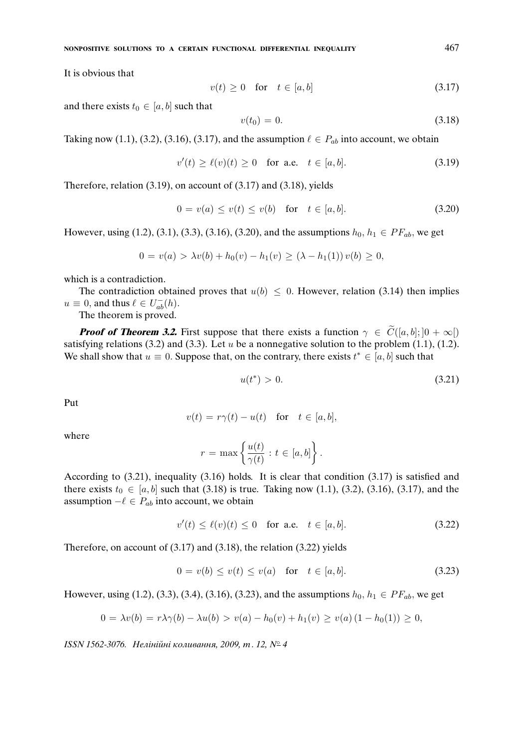It is obvious that

$$v(t) \geq 0 \quad \text{for} \quad t \in [a, b] \tag{3.17}$$

and there exists $t_0 \in [a, b]$ such that

$$v(t_0) = 0. \tag{3.18}$$

Taking now (1.1), (3.2), (3.16), (3.17), and the assumption $\ell \in P_{ab}$ into account, we obtain

$$v'(t) \geq \ell(v)(t) \geq 0 \quad \text{for a.e.} \quad t \in [a, b]. \tag{3.19}$$

Therefore, relation (3.19), on account of (3.17) and (3.18), yields

$$0 = v(a) \leq v(t) \leq v(b) \quad \text{for} \quad t \in [a, b]. \tag{3.20}$$

However, using (1.2), (3.1), (3.3), (3.16), (3.20), and the assumptions $h_0, h_1 \in PF_{ab}$, we get

$$0 = v(a) > \lambda v(b) + h_0(v) - h_1(v) \geq (\lambda - h_1(1))\, v(b) \geq 0,$$

which is a contradiction.

The contradiction obtained proves that $u(b) \leq 0$. However, relation (3.14) then implies $u \equiv 0$, and thus $\ell \in U_{ab}^-(h)$.

The theorem is proved.

***Proof of Theorem 3.2.*** First suppose that there exists a function $\gamma \in \widetilde{C}([a, b]; ]0 + \infty[)$ satisfying relations (3.2) and (3.3). Let $u$ be a nonnegative solution to the problem (1.1), (1.2). We shall show that $u \equiv 0$. Suppose that, on the contrary, there exists $t^* \in [a, b]$ such that

$$u(t^*) > 0. \tag{3.21}$$

Put

$$v(t) = r\gamma(t) - u(t) \quad \text{for} \quad t \in [a, b],$$

where

$$r = \max \left\{ \frac{u(t)}{\gamma(t)} : t \in [a, b] \right\}.$$

According to (3.21), inequality (3.16) holds. It is clear that condition (3.17) is satisfied and there exists $t_0 \in [a, b]$ such that (3.18) is true. Taking now (1.1), (3.2), (3.16), (3.17), and the assumption $-\ell \in P_{ab}$ into account, we obtain

$$v'(t) \leq \ell(v)(t) \leq 0 \quad \text{for a.e.} \quad t \in [a, b]. \tag{3.22}$$

Therefore, on account of (3.17) and (3.18), the relation (3.22) yields

$$0 = v(b) \leq v(t) \leq v(a) \quad \text{for} \quad t \in [a, b]. \tag{3.23}$$

However, using (1.2), (3.3), (3.4), (3.16), (3.23), and the assumptions $h_0, h_1 \in PF_{ab}$, we get

$$0 = \lambda v(b) = r\lambda\gamma(b) - \lambda u(b) > v(a) - h_0(v) + h_1(v) \geq v(a)\,(1 - h_0(1)) \geq 0,$$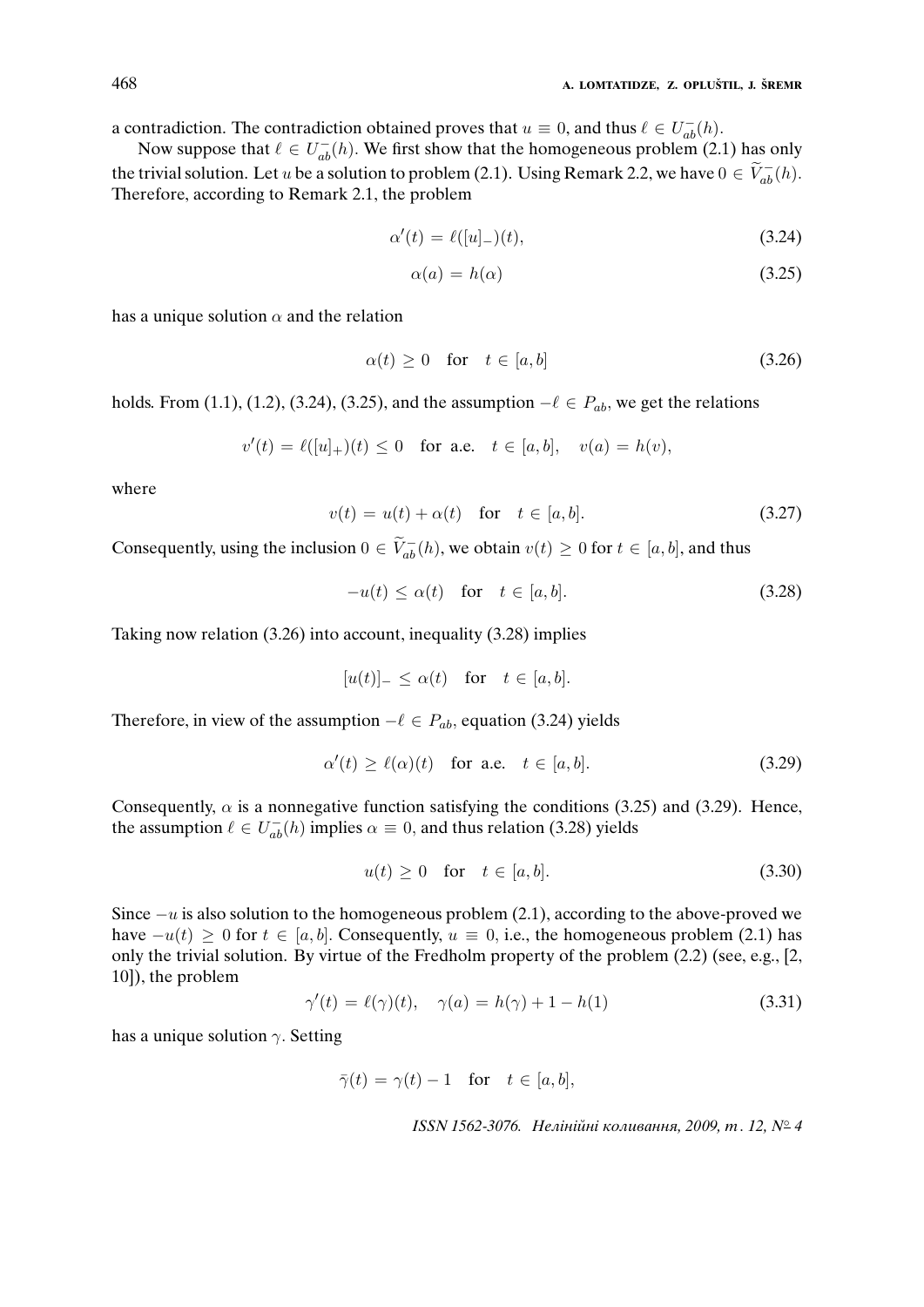a contradiction. The contradiction obtained proves that $u \equiv 0$, and thus $\ell \in U_{ab}^-(h)$.

Now suppose that $\ell \in U_{ab}^-(h)$. We first show that the homogeneous problem (2.1) has only the trivial solution. Let $u$ be a solution to problem (2.1). Using Remark 2.2, we have $0 \in \widetilde{V}_{ab}^-(h)$. Therefore, according to Remark 2.1, the problem

$$\alpha'(t) = \ell([u]_-)(t), \tag{3.24}$$

$$\alpha(a) = h(\alpha) \tag{3.25}$$

has a unique solution $\alpha$ and the relation

$$\alpha(t) \geq 0 \quad \text{for} \quad t \in [a,b] \tag{3.26}$$

holds. From (1.1), (1.2), (3.24), (3.25), and the assumption $-\ell \in P_{ab}$, we get the relations

$$v'(t) = \ell([u]_+)(t) \leq 0 \quad \text{for a.e.} \quad t \in [a,b], \quad v(a) = h(v),$$

where

$$v(t) = u(t) + \alpha(t) \quad \text{for} \quad t \in [a,b]. \tag{3.27}$$

Consequently, using the inclusion $0 \in \widetilde{V}_{ab}^-(h)$, we obtain $v(t) \geq 0$ for $t \in [a,b]$, and thus

$$-u(t) \leq \alpha(t) \quad \text{for} \quad t \in [a,b]. \tag{3.28}$$

Taking now relation (3.26) into account, inequality (3.28) implies

$$[u(t)]_- \leq \alpha(t) \quad \text{for} \quad t \in [a,b].$$

Therefore, in view of the assumption $-\ell \in P_{ab}$, equation (3.24) yields

$$\alpha'(t) \geq \ell(\alpha)(t) \quad \text{for a.e.} \quad t \in [a,b]. \tag{3.29}$$

Consequently, $\alpha$ is a nonnegative function satisfying the conditions (3.25) and (3.29). Hence, the assumption $\ell \in U_{ab}^-(h)$ implies $\alpha \equiv 0$, and thus relation (3.28) yields

$$u(t) \geq 0 \quad \text{for} \quad t \in [a,b]. \tag{3.30}$$

Since $-u$ is also solution to the homogeneous problem (2.1), according to the above-proved we have $-u(t) \geq 0$ for $t \in [a,b]$. Consequently, $u \equiv 0$, i.e., the homogeneous problem (2.1) has only the trivial solution. By virtue of the Fredholm property of the problem (2.2) (see, e.g., [2, 10]), the problem

$$\gamma'(t) = \ell(\gamma)(t), \quad \gamma(a) = h(\gamma) + 1 - h(1) \tag{3.31}$$

has a unique solution $\gamma$. Setting

$$\bar{\gamma}(t) = \gamma(t) - 1 \quad \text{for} \quad t \in [a,b],$$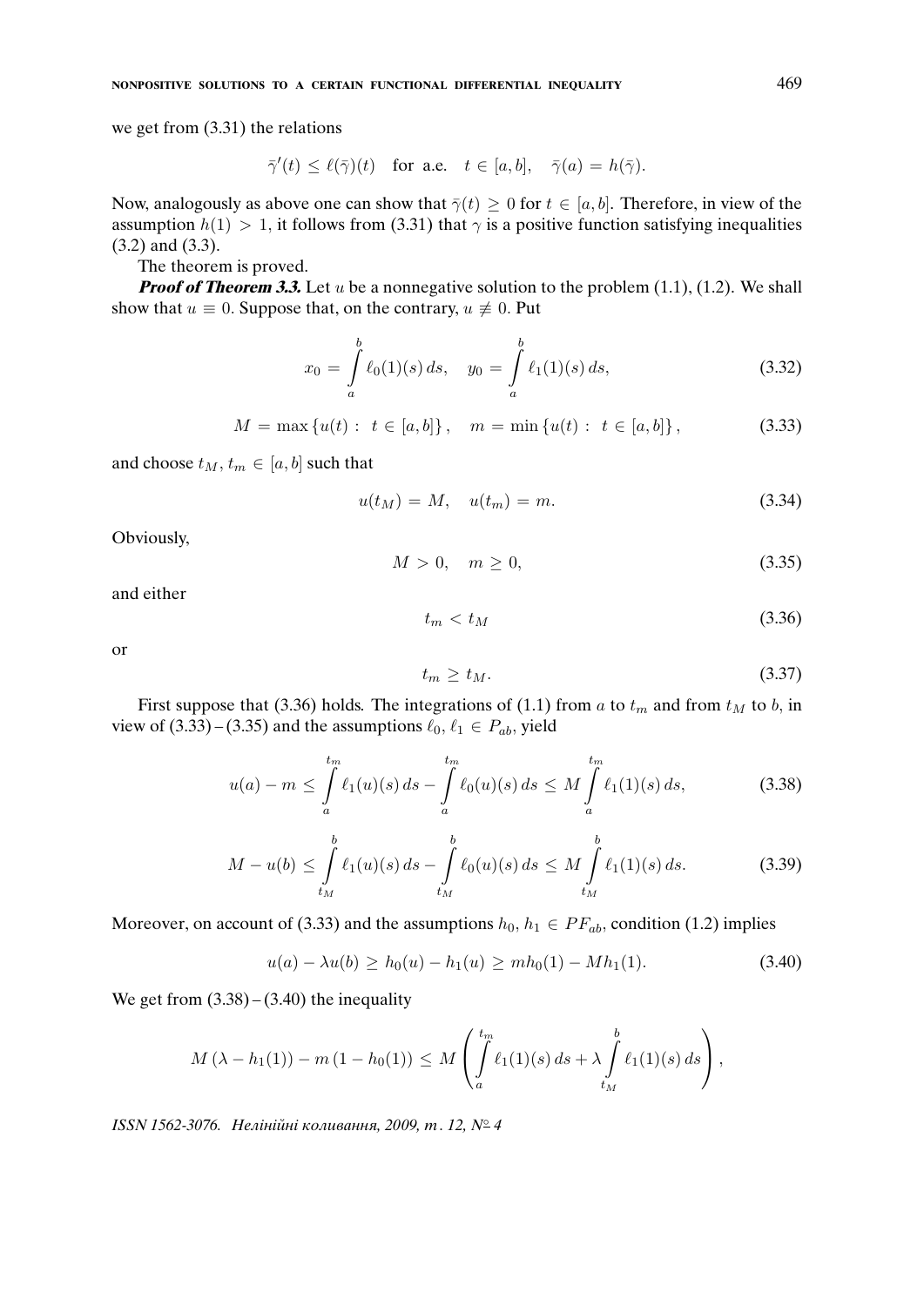we get from (3.31) the relations

$$\bar{\gamma}'(t) \leq \ell(\bar{\gamma})(t) \quad \text{for a.e.} \quad t \in [a,b], \quad \bar{\gamma}(a) = h(\bar{\gamma}).$$

Now, analogously as above one can show that $\bar{\gamma}(t) \geq 0$ for $t \in [a,b]$. Therefore, in view of the assumption $h(1) > 1$, it follows from (3.31) that $\gamma$ is a positive function satisfying inequalities (3.2) and (3.3).

The theorem is proved.

***Proof of Theorem 3.3.*** Let $u$ be a nonnegative solution to the problem (1.1), (1.2). We shall show that $u \equiv 0$. Suppose that, on the contrary, $u \not\equiv 0$. Put

$$x_0 = \int_a^b \ell_0(1)(s)\,ds, \quad y_0 = \int_a^b \ell_1(1)(s)\,ds, \tag{3.32}$$

$$M = \max\{u(t) : \; t \in [a,b]\}, \quad m = \min\{u(t) : \; t \in [a,b]\}, \tag{3.33}$$

and choose $t_M, t_m \in [a,b]$ such that

$$u(t_M) = M, \quad u(t_m) = m. \tag{3.34}$$

Obviously,

$$M > 0, \quad m \geq 0, \tag{3.35}$$

and either

$$t_m < t_M \tag{3.36}$$

or

$$t_m \geq t_M. \tag{3.37}$$

First suppose that (3.36) holds. The integrations of (1.1) from $a$ to $t_m$ and from $t_M$ to $b$, in view of (3.33) – (3.35) and the assumptions $\ell_0, \ell_1 \in P_{ab}$, yield

$$u(a) - m \leq \int_a^{t_m} \ell_1(u)(s)\,ds - \int_a^{t_m} \ell_0(u)(s)\,ds \leq M \int_a^{t_m} \ell_1(1)(s)\,ds, \tag{3.38}$$

$$M - u(b) \leq \int_{t_M}^b \ell_1(u)(s)\,ds - \int_{t_M}^b \ell_0(u)(s)\,ds \leq M \int_{t_M}^b \ell_1(1)(s)\,ds. \tag{3.39}$$

Moreover, on account of (3.33) and the assumptions $h_0, h_1 \in PF_{ab}$, condition (1.2) implies

$$u(a) - \lambda u(b) \geq h_0(u) - h_1(u) \geq m h_0(1) - M h_1(1). \tag{3.40}$$

We get from (3.38) – (3.40) the inequality

$$M\left(\lambda - h_1(1)\right) - m\left(1 - h_0(1)\right) \leq M\left(\int_a^{t_m} \ell_1(1)(s)\,ds + \lambda \int_{t_M}^b \ell_1(1)(s)\,ds\right),$$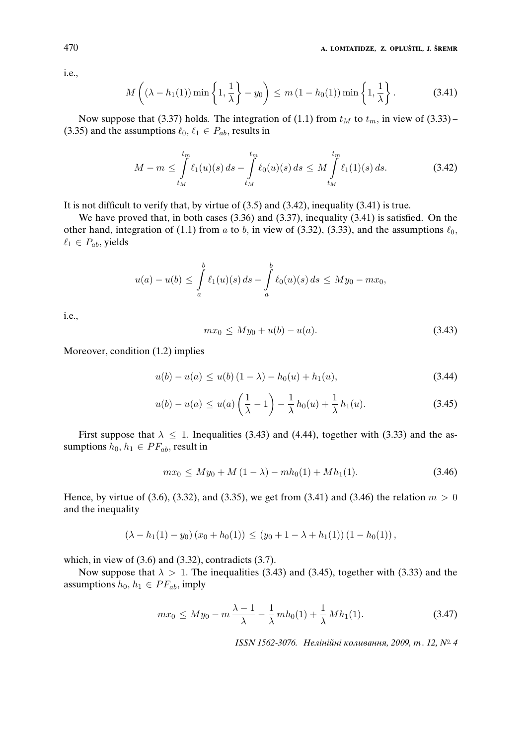i.e.,

$$M\left((\lambda - h_1(1))\min\left\{1, \frac{1}{\lambda}\right\} - y_0\right) \le m\,(1 - h_0(1))\min\left\{1, \frac{1}{\lambda}\right\}. \tag{3.41}$$

Now suppose that (3.37) holds. The integration of (1.1) from $t_M$ to $t_m$, in view of (3.33) – (3.35) and the assumptions $\ell_0, \ell_1 \in P_{ab}$, results in

$$M - m \le \int_{t_M}^{t_m} \ell_1(u)(s)\,ds - \int_{t_M}^{t_m} \ell_0(u)(s)\,ds \le M \int_{t_M}^{t_m} \ell_1(1)(s)\,ds. \tag{3.42}$$

It is not difficult to verify that, by virtue of (3.5) and (3.42), inequality (3.41) is true.

We have proved that, in both cases (3.36) and (3.37), inequality (3.41) is satisfied. On the other hand, integration of (1.1) from $a$ to $b$, in view of (3.32), (3.33), and the assumptions $\ell_0$, $\ell_1 \in P_{ab}$, yields

$$u(a) - u(b) \le \int_a^b \ell_1(u)(s)\,ds - \int_a^b \ell_0(u)(s)\,ds \le My_0 - mx_0,$$

i.e.,

$$mx_0 \le My_0 + u(b) - u(a). \tag{3.43}$$

Moreover, condition (1.2) implies

$$u(b) - u(a) \le u(b)\,(1 - \lambda) - h_0(u) + h_1(u), \tag{3.44}$$

$$u(b) - u(a) \le u(a)\left(\frac{1}{\lambda} - 1\right) - \frac{1}{\lambda}\,h_0(u) + \frac{1}{\lambda}\,h_1(u). \tag{3.45}$$

First suppose that $\lambda \le 1$. Inequalities (3.43) and (4.44), together with (3.33) and the assumptions $h_0, h_1 \in PF_{ab}$, result in

$$mx_0 \le My_0 + M\,(1 - \lambda) - mh_0(1) + Mh_1(1). \tag{3.46}$$

Hence, by virtue of (3.6), (3.32), and (3.35), we get from (3.41) and (3.46) the relation $m > 0$ and the inequality

$$(\lambda - h_1(1) - y_0)\,(x_0 + h_0(1)) \le (y_0 + 1 - \lambda + h_1(1))\,(1 - h_0(1)),$$

which, in view of (3.6) and (3.32), contradicts (3.7).

Now suppose that $\lambda > 1$. The inequalities (3.43) and (3.45), together with (3.33) and the assumptions $h_0, h_1 \in PF_{ab}$, imply

$$mx_0 \le My_0 - m\,\frac{\lambda - 1}{\lambda} - \frac{1}{\lambda}\,mh_0(1) + \frac{1}{\lambda}\,Mh_1(1). \tag{3.47}$$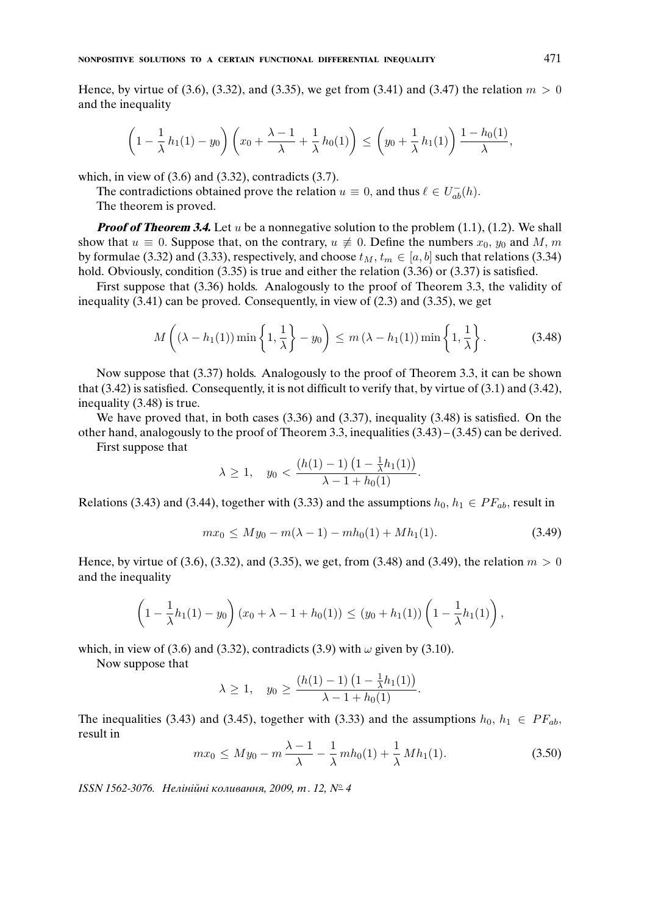Hence, by virtue of (3.6), (3.32), and (3.35), we get from (3.41) and (3.47) the relation $m > 0$ and the inequality

$$\left(1 - \frac{1}{\lambda}\,h_1(1) - y_0\right)\left(x_0 + \frac{\lambda - 1}{\lambda} + \frac{1}{\lambda}\,h_0(1)\right) \le \left(y_0 + \frac{1}{\lambda}\,h_1(1)\right)\frac{1 - h_0(1)}{\lambda},$$

which, in view of (3.6) and (3.32), contradicts (3.7).

The contradictions obtained prove the relation $u \equiv 0$, and thus $\ell \in U_{ab}^-(h)$.

The theorem is proved.

***Proof of Theorem 3.4.*** Let $u$ be a nonnegative solution to the problem (1.1), (1.2). We shall show that $u \equiv 0$. Suppose that, on the contrary, $u \not\equiv 0$. Define the numbers $x_0$, $y_0$ and $M$, $m$ by formulae (3.32) and (3.33), respectively, and choose $t_M, t_m \in [a, b]$ such that relations (3.34) hold. Obviously, condition (3.35) is true and either the relation (3.36) or (3.37) is satisfied.

First suppose that (3.36) holds. Analogously to the proof of Theorem 3.3, the validity of inequality (3.41) can be proved. Consequently, in view of (2.3) and (3.35), we get

$$M\left((\lambda - h_1(1))\min\left\{1, \frac{1}{\lambda}\right\} - y_0\right) \le m\,(\lambda - h_1(1))\min\left\{1, \frac{1}{\lambda}\right\}. \tag{3.48}$$

Now suppose that (3.37) holds. Analogously to the proof of Theorem 3.3, it can be shown that (3.42) is satisfied. Consequently, it is not difficult to verify that, by virtue of (3.1) and (3.42), inequality (3.48) is true.

We have proved that, in both cases (3.36) and (3.37), inequality (3.48) is satisfied. On the other hand, analogously to the proof of Theorem 3.3, inequalities (3.43) – (3.45) can be derived.

First suppose that

$$\lambda \ge 1, \quad y_0 < \frac{(h(1) - 1)\left(1 - \frac{1}{\lambda}h_1(1)\right)}{\lambda - 1 + h_0(1)}.$$

Relations (3.43) and (3.44), together with (3.33) and the assumptions $h_0, h_1 \in PF_{ab}$, result in

$$mx_0 \le My_0 - m(\lambda - 1) - mh_0(1) + Mh_1(1). \tag{3.49}$$

Hence, by virtue of (3.6), (3.32), and (3.35), we get, from (3.48) and (3.49), the relation $m > 0$ and the inequality

$$\left(1 - \frac{1}{\lambda}h_1(1) - y_0\right)(x_0 + \lambda - 1 + h_0(1)) \le (y_0 + h_1(1))\left(1 - \frac{1}{\lambda}h_1(1)\right),$$

which, in view of (3.6) and (3.32), contradicts (3.9) with $\omega$ given by (3.10).

Now suppose that

$$\lambda \ge 1, \quad y_0 \ge \frac{(h(1) - 1)\left(1 - \frac{1}{\lambda}h_1(1)\right)}{\lambda - 1 + h_0(1)}.$$

The inequalities (3.43) and (3.45), together with (3.33) and the assumptions $h_0, h_1 \in PF_{ab}$, result in

$$mx_0 \le My_0 - m\,\frac{\lambda - 1}{\lambda} - \frac{1}{\lambda}\,mh_0(1) + \frac{1}{\lambda}\,Mh_1(1). \tag{3.50}$$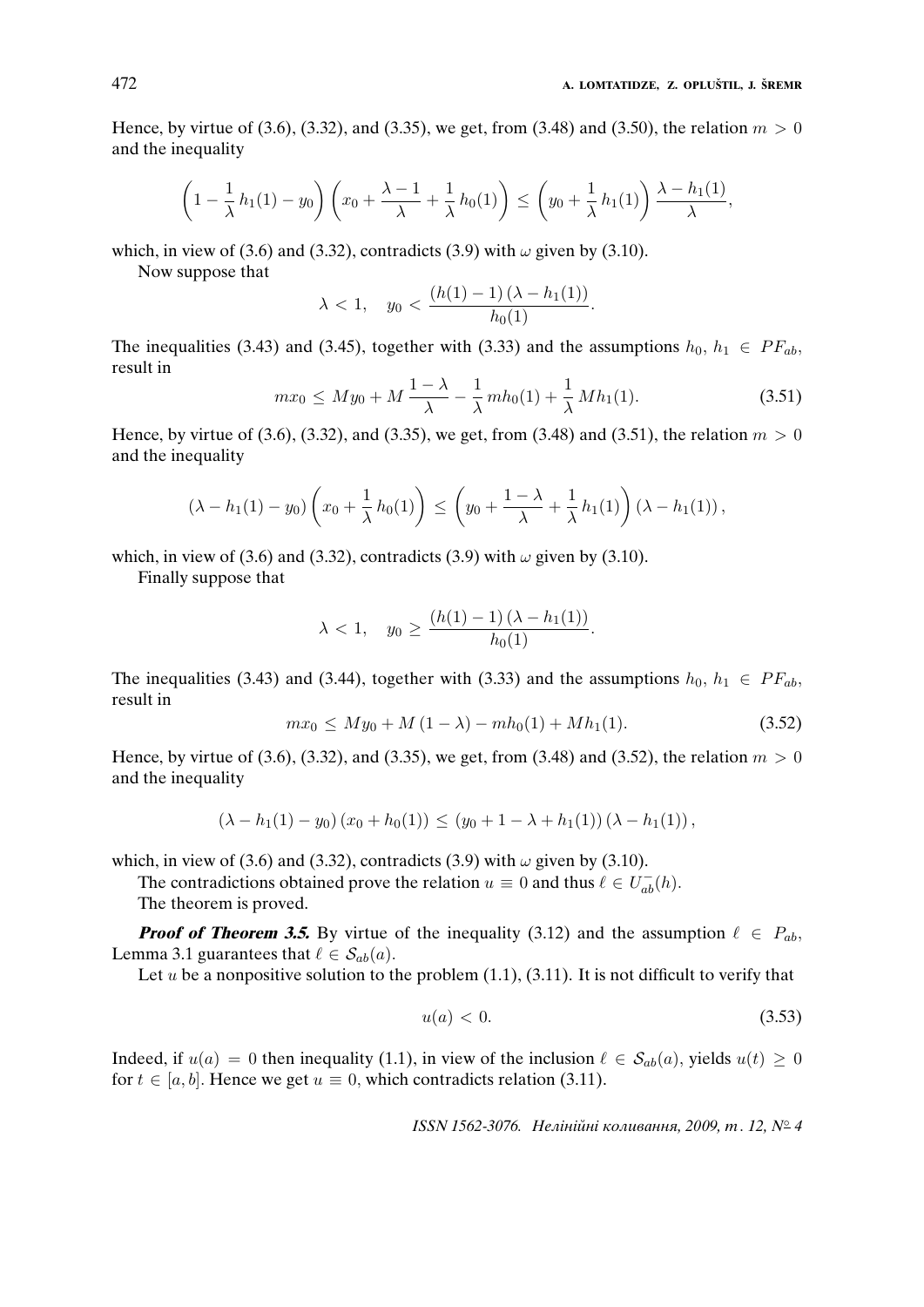Hence, by virtue of (3.6), (3.32), and (3.35), we get, from (3.48) and (3.50), the relation $m > 0$ and the inequality

$$\left(1 - \frac{1}{\lambda}\, h_1(1) - y_0\right) \left(x_0 + \frac{\lambda - 1}{\lambda} + \frac{1}{\lambda}\, h_0(1)\right) \leq \left(y_0 + \frac{1}{\lambda}\, h_1(1)\right) \frac{\lambda - h_1(1)}{\lambda},$$

which, in view of (3.6) and (3.32), contradicts (3.9) with $\omega$ given by (3.10).

Now suppose that

$$\lambda < 1, \quad y_0 < \frac{(h(1) - 1)\,(\lambda - h_1(1))}{h_0(1)}.$$

The inequalities (3.43) and (3.45), together with (3.33) and the assumptions $h_0,\, h_1 \in PF_{ab}$, result in

$$m x_0 \leq M y_0 + M\, \frac{1 - \lambda}{\lambda} - \frac{1}{\lambda}\, m h_0(1) + \frac{1}{\lambda}\, M h_1(1). \tag{3.51}$$

Hence, by virtue of (3.6), (3.32), and (3.35), we get, from (3.48) and (3.51), the relation $m > 0$ and the inequality

$$(\lambda - h_1(1) - y_0) \left(x_0 + \frac{1}{\lambda}\, h_0(1)\right) \leq \left(y_0 + \frac{1 - \lambda}{\lambda} + \frac{1}{\lambda}\, h_1(1)\right) (\lambda - h_1(1)),$$

which, in view of (3.6) and (3.32), contradicts (3.9) with $\omega$ given by (3.10).

Finally suppose that

$$\lambda < 1, \quad y_0 \geq \frac{(h(1) - 1)\,(\lambda - h_1(1))}{h_0(1)}.$$

The inequalities (3.43) and (3.44), together with (3.33) and the assumptions $h_0,\, h_1 \in PF_{ab}$, result in

$$m x_0 \leq M y_0 + M\,(1 - \lambda) - m h_0(1) + M h_1(1). \tag{3.52}$$

Hence, by virtue of (3.6), (3.32), and (3.35), we get, from (3.48) and (3.52), the relation $m > 0$ and the inequality

$$(\lambda - h_1(1) - y_0)\,(x_0 + h_0(1)) \leq (y_0 + 1 - \lambda + h_1(1))\,(\lambda - h_1(1)),$$

which, in view of (3.6) and (3.32), contradicts (3.9) with $\omega$ given by (3.10).

The contradictions obtained prove the relation $u \equiv 0$ and thus $\ell \in U_{ab}^-(h)$.

The theorem is proved.

***Proof of Theorem 3.5.*** By virtue of the inequality (3.12) and the assumption $\ell \in P_{ab}$, Lemma 3.1 guarantees that $\ell \in \mathcal{S}_{ab}(a)$.

Let $u$ be a nonpositive solution to the problem (1.1), (3.11). It is not difficult to verify that

$$u(a) < 0. \tag{3.53}$$

Indeed, if $u(a) = 0$ then inequality (1.1), in view of the inclusion $\ell \in \mathcal{S}_{ab}(a)$, yields $u(t) \geq 0$ for $t \in [a, b]$. Hence we get $u \equiv 0$, which contradicts relation (3.11).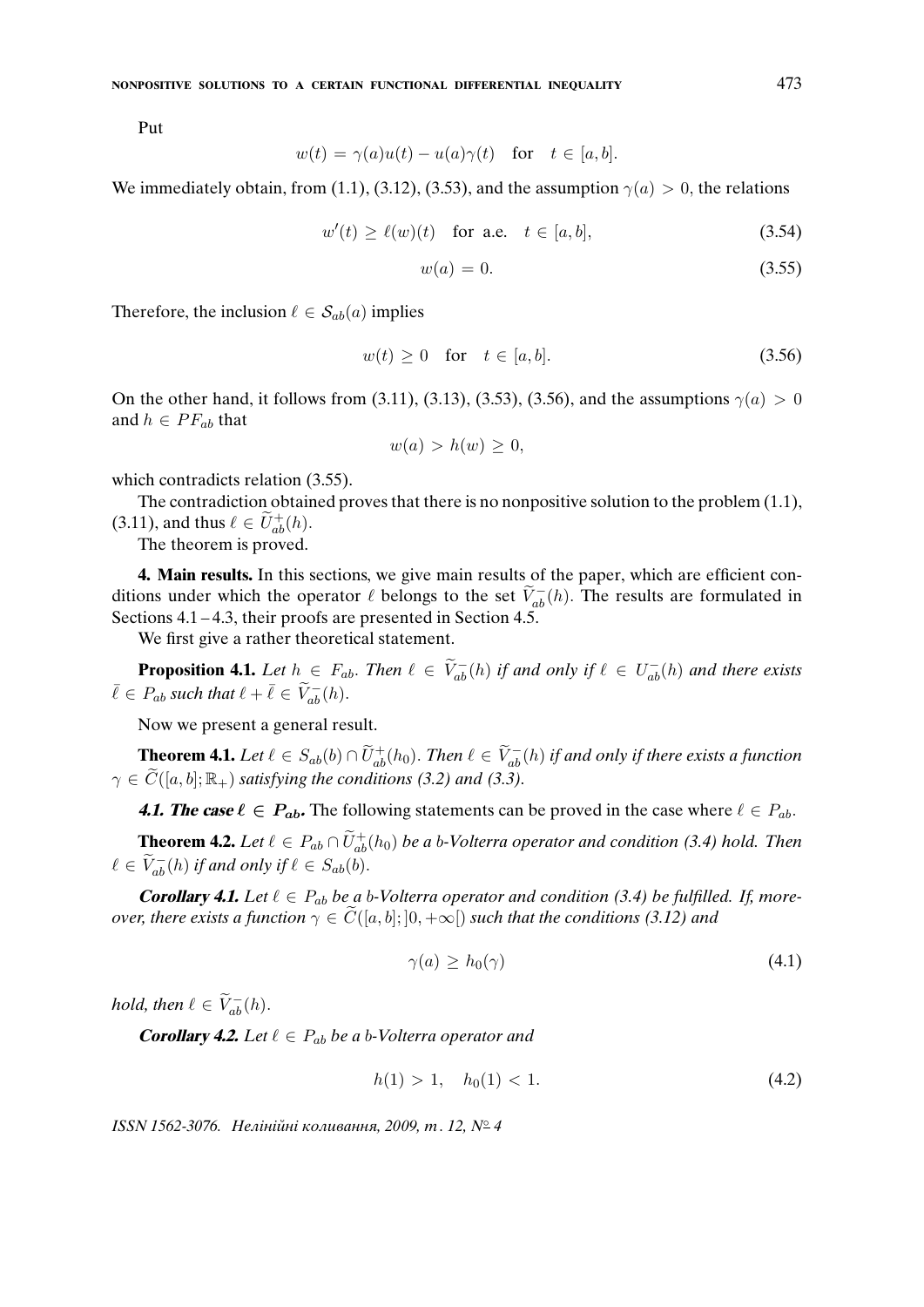Put

$$w(t) = \gamma(a)u(t) - u(a)\gamma(t) \quad \text{for} \quad t \in [a,b].$$

We immediately obtain, from (1.1), (3.12), (3.53), and the assumption $\gamma(a) > 0$, the relations

$$w'(t) \geq \ell(w)(t) \quad \text{for a.e.} \quad t \in [a,b], \tag{3.54}$$

$$w(a) = 0. \tag{3.55}$$

Therefore, the inclusion $\ell \in \mathcal{S}_{ab}(a)$ implies

$$w(t) \geq 0 \quad \text{for} \quad t \in [a,b]. \tag{3.56}$$

On the other hand, it follows from (3.11), (3.13), (3.53), (3.56), and the assumptions $\gamma(a) > 0$ and $h \in PF_{ab}$ that

$$w(a) > h(w) \geq 0,$$

which contradicts relation (3.55).

The contradiction obtained proves that there is no nonpositive solution to the problem (1.1), (3.11), and thus $\ell \in \widetilde{U}_{ab}^{+}(h)$.

The theorem is proved.

**4. Main results.** In this sections, we give main results of the paper, which are efficient conditions under which the operator $\ell$ belongs to the set $\widetilde{V}_{ab}^{-}(h)$. The results are formulated in Sections 4.1 – 4.3, their proofs are presented in Section 4.5.

We first give a rather theoretical statement.

**Proposition 4.1.** *Let $h \in F_{ab}$. Then $\ell \in \widetilde{V}_{ab}^{-}(h)$ if and only if $\ell \in U_{ab}^{-}(h)$ and there exists $\bar{\ell} \in P_{ab}$ such that $\ell + \bar{\ell} \in \widetilde{V}_{ab}^{-}(h)$.*

Now we present a general result.

**Theorem 4.1.** *Let $\ell \in S_{ab}(b) \cap \widetilde{U}_{ab}^{+}(h_0)$. Then $\ell \in \widetilde{V}_{ab}^{-}(h)$ if and only if there exists a function $\gamma \in \widetilde{C}([a,b];\mathbb{R}_+)$ satisfying the conditions (3.2) and (3.3).*

***4.1. The case $\ell \in P_{ab}$.*** The following statements can be proved in the case where $\ell \in P_{ab}$.

**Theorem 4.2.** *Let $\ell \in P_{ab} \cap \widetilde{U}_{ab}^{+}(h_0)$ be a $b$-Volterra operator and condition (3.4) hold. Then $\ell \in \widetilde{V}_{ab}^{-}(h)$ if and only if $\ell \in S_{ab}(b)$.*

***Corollary 4.1.*** *Let $\ell \in P_{ab}$ be a $b$-Volterra operator and condition (3.4) be fulfilled. If, moreover, there exists a function $\gamma \in \widetilde{C}([a,b];]0,+\infty[)$ such that the conditions (3.12) and*

$$\gamma(a) \geq h_0(\gamma) \tag{4.1}$$

*hold, then $\ell \in \widetilde{V}_{ab}^{-}(h)$.*

***Corollary 4.2.*** *Let $\ell \in P_{ab}$ be a $b$-Volterra operator and*

$$h(1) > 1, \quad h_0(1) < 1. \tag{4.2}$$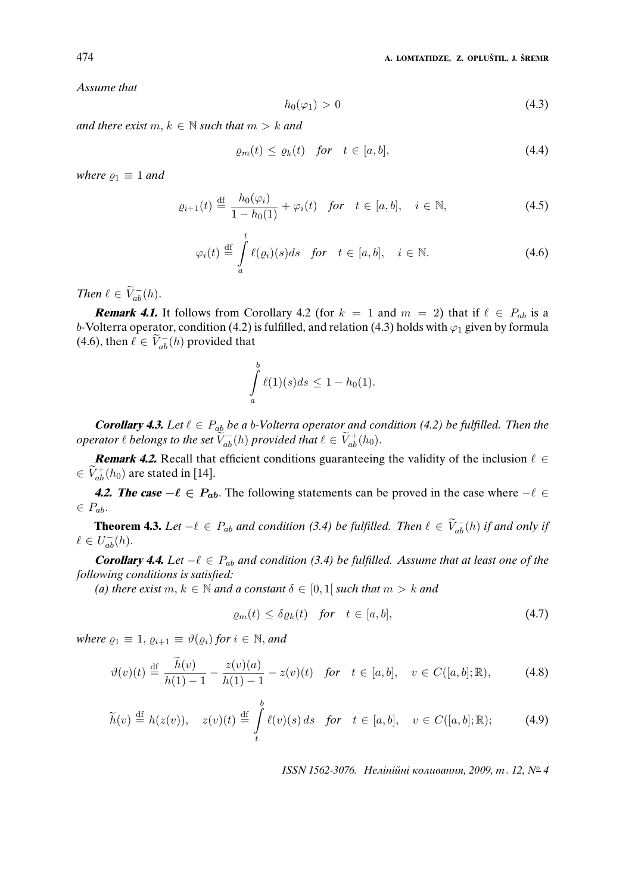*Assume that*

$$h_0(\varphi_1) > 0 \tag{4.3}$$

*and there exist $m, k \in \mathbb{N}$ such that $m > k$ and*

$$\varrho_m(t) \le \varrho_k(t) \quad \text{for} \quad t \in [a,b], \tag{4.4}$$

*where $\varrho_1 \equiv 1$ and*

$$\varrho_{i+1}(t) \stackrel{\text{df}}{=} \frac{h_0(\varphi_i)}{1 - h_0(1)} + \varphi_i(t) \quad \text{for} \quad t \in [a,b], \quad i \in \mathbb{N}, \tag{4.5}$$

$$\varphi_i(t) \stackrel{\text{df}}{=} \int\limits_a^t \ell(\varrho_i)(s)ds \quad \text{for} \quad t \in [a,b], \quad i \in \mathbb{N}. \tag{4.6}$$

*Then $\ell \in \widetilde{V}_{ab}^{-}(h)$.*

***Remark 4.1.*** It follows from Corollary 4.2 (for $k = 1$ and $m = 2$) that if $\ell \in P_{ab}$ is a $b$-Volterra operator, condition (4.2) is fulfilled, and relation (4.3) holds with $\varphi_1$ given by formula (4.6), then $\ell \in \widetilde{V}_{ab}^{-}(h)$ provided that

$$\int\limits_a^b \ell(1)(s)ds \le 1 - h_0(1).$$

***Corollary 4.3.*** *Let $\ell \in P_{ab}$ be a $b$-Volterra operator and condition (4.2) be fulfilled. Then the operator $\ell$ belongs to the set $\widetilde{V}_{ab}^{-}(h)$ provided that $\ell \in \widetilde{V}_{ab}^{+}(h_0)$.*

***Remark 4.2.*** Recall that efficient conditions guaranteeing the validity of the inclusion $\ell \in \widetilde{V}_{ab}^{+}(h_0)$ are stated in [14].

***4.2. The case $-\ell \in P_{ab}$.*** The following statements can be proved in the case where $-\ell \in P_{ab}$.

**Theorem 4.3.** *Let $-\ell \in P_{ab}$ and condition (3.4) be fulfilled. Then $\ell \in \widetilde{V}_{ab}^{-}(h)$ if and only if $\ell \in U_{ab}^{-}(h)$.*

***Corollary 4.4.*** *Let $-\ell \in P_{ab}$ and condition (3.4) be fulfilled. Assume that at least one of the following conditions is satisfied:*

*(a) there exist $m, k \in \mathbb{N}$ and a constant $\delta \in [0, 1[$ such that $m > k$ and*

$$\varrho_m(t) \le \delta \varrho_k(t) \quad \text{for} \quad t \in [a,b], \tag{4.7}$$

*where $\varrho_1 \equiv 1$, $\varrho_{i+1} \equiv \vartheta(\varrho_i)$ for $i \in \mathbb{N}$, and*

$$\vartheta(v)(t) \stackrel{\text{df}}{=} \frac{\widetilde{h}(v)}{h(1) - 1} - \frac{z(v)(a)}{h(1) - 1} - z(v)(t) \quad \text{for} \quad t \in [a,b], \quad v \in C([a,b];\mathbb{R}), \tag{4.8}$$

$$\widetilde{h}(v) \stackrel{\text{df}}{=} h(z(v)), \quad z(v)(t) \stackrel{\text{df}}{=} \int\limits_t^b \ell(v)(s)\, ds \quad \text{for} \quad t \in [a,b], \quad v \in C([a,b];\mathbb{R}); \tag{4.9}$$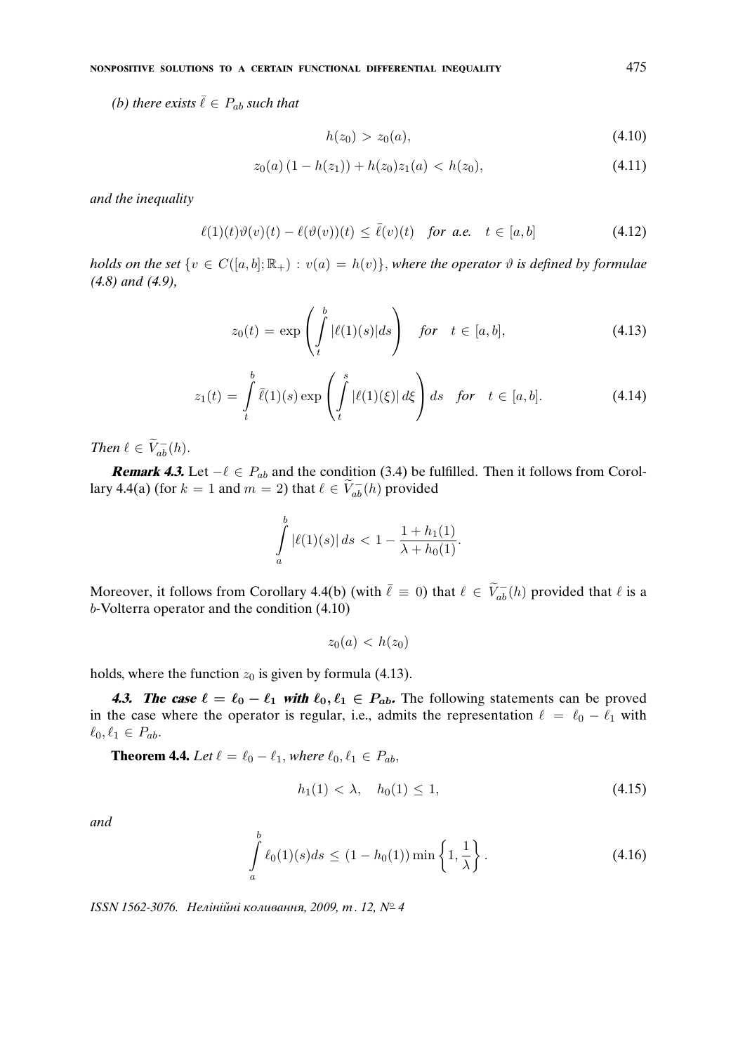*(b) there exists $\bar{\ell} \in P_{ab}$ such that*

$$h(z_0) > z_0(a), \tag{4.10}$$

$$z_0(a)\,(1 - h(z_1)) + h(z_0)z_1(a) < h(z_0), \tag{4.11}$$

*and the inequality*

$$\ell(1)(t)\vartheta(v)(t) - \ell(\vartheta(v))(t) \le \bar{\ell}(v)(t) \quad \textit{for a.e.} \quad t \in [a,b] \tag{4.12}$$

*holds on the set $\{v \in C([a,b];\mathbb{R}_+) : v(a) = h(v)\}$, where the operator $\vartheta$ is defined by formulae (4.8) and (4.9),*

$$z_0(t) = \exp\left(\int_t^b |\ell(1)(s)|ds\right) \quad \textit{for} \quad t \in [a,b], \tag{4.13}$$

$$z_1(t) = \int_t^b \bar{\ell}(1)(s)\exp\left(\int_t^s |\ell(1)(\xi)|\,d\xi\right)ds \quad \textit{for} \quad t \in [a,b]. \tag{4.14}$$

*Then $\ell \in \widetilde{V}_{ab}^{-}(h)$.*

***Remark 4.3.*** Let $-\ell \in P_{ab}$ and the condition (3.4) be fulfilled. Then it follows from Corollary 4.4(a) (for $k = 1$ and $m = 2$) that $\ell \in \widetilde{V}_{ab}^{-}(h)$ provided

$$\int_a^b |\ell(1)(s)|\,ds < 1 - \frac{1 + h_1(1)}{\lambda + h_0(1)}.$$

Moreover, it follows from Corollary 4.4(b) (with $\bar{\ell} \equiv 0$) that $\ell \in \widetilde{V}_{ab}^{-}(h)$ provided that $\ell$ is a $b$-Volterra operator and the condition (4.10)

$$z_0(a) < h(z_0)$$

holds, where the function $z_0$ is given by formula (4.13).

***4.3. The case $\ell = \ell_0 - \ell_1$ with $\ell_0, \ell_1 \in P_{ab}$.*** The following statements can be proved in the case where the operator is regular, i.e., admits the representation $\ell = \ell_0 - \ell_1$ with $\ell_0, \ell_1 \in P_{ab}$.

**Theorem 4.4.** *Let $\ell = \ell_0 - \ell_1$, where $\ell_0, \ell_1 \in P_{ab}$,*

$$h_1(1) < \lambda, \quad h_0(1) \le 1, \tag{4.15}$$

*and*

$$\int_a^b \ell_0(1)(s)ds \le (1 - h_0(1))\min\left\{1, \frac{1}{\lambda}\right\}. \tag{4.16}$$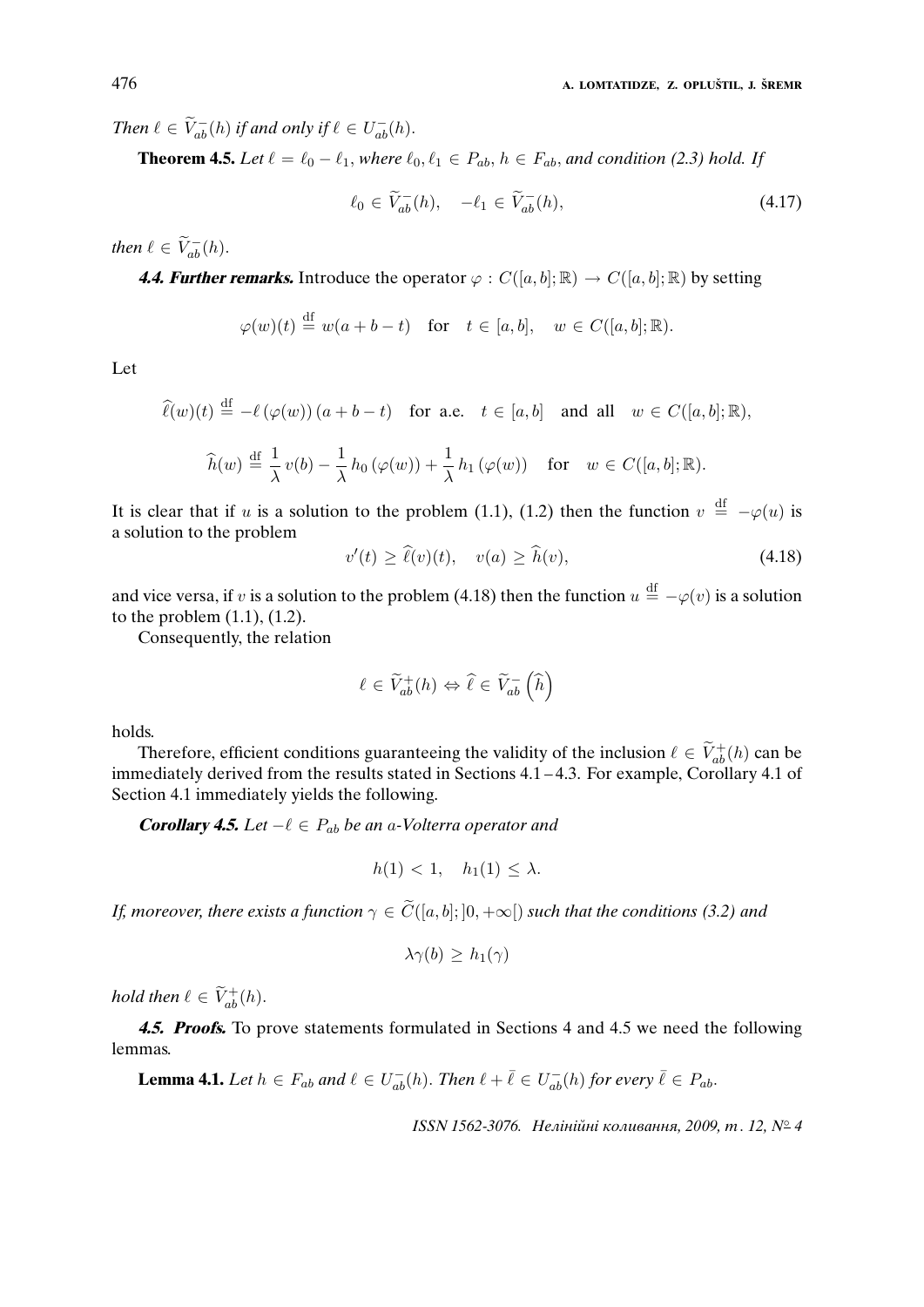*Then* $\ell \in \widetilde{V}_{ab}^{-}(h)$ *if and only if* $\ell \in U_{ab}^{-}(h)$.

**Theorem 4.5.** *Let* $\ell = \ell_0 - \ell_1$, *where* $\ell_0, \ell_1 \in P_{ab}$, $h \in F_{ab}$, *and condition (2.3) hold. If*

$$\ell_0 \in \widetilde{V}_{ab}^{-}(h), \quad -\ell_1 \in \widetilde{V}_{ab}^{-}(h), \tag{4.17}$$

*then* $\ell \in \widetilde{V}_{ab}^{-}(h)$.

***4.4. Further remarks.*** Introduce the operator $\varphi : C([a,b];\mathbb{R}) \to C([a,b];\mathbb{R})$ by setting

$$\varphi(w)(t) \stackrel{\text{df}}{=} w(a+b-t) \quad \text{for} \quad t \in [a,b], \quad w \in C([a,b];\mathbb{R}).$$

Let

$$\widehat{\ell}(w)(t) \stackrel{\text{df}}{=} -\ell\left(\varphi(w)\right)(a+b-t) \quad \text{for a.e.} \quad t \in [a,b] \quad \text{and all} \quad w \in C([a,b];\mathbb{R}),$$

$$\widehat{h}(w) \stackrel{\text{df}}{=} \frac{1}{\lambda}\, v(b) - \frac{1}{\lambda}\, h_0\left(\varphi(w)\right) + \frac{1}{\lambda}\, h_1\left(\varphi(w)\right) \quad \text{for} \quad w \in C([a,b];\mathbb{R}).$$

It is clear that if $u$ is a solution to the problem (1.1), (1.2) then the function $v \stackrel{\text{df}}{=} -\varphi(u)$ is a solution to the problem

$$v'(t) \geq \widehat{\ell}(v)(t), \quad v(a) \geq \widehat{h}(v), \tag{4.18}$$

and vice versa, if $v$ is a solution to the problem (4.18) then the function $u \stackrel{\text{df}}{=} -\varphi(v)$ is a solution to the problem (1.1), (1.2).

Consequently, the relation

$$\ell \in \widetilde{V}_{ab}^{+}(h) \Leftrightarrow \widehat{\ell} \in \widetilde{V}_{ab}^{-}\left(\widehat{h}\right)$$

holds.

Therefore, efficient conditions guaranteeing the validity of the inclusion $\ell \in \widetilde{V}_{ab}^{+}(h)$ can be immediately derived from the results stated in Sections 4.1 – 4.3. For example, Corollary 4.1 of Section 4.1 immediately yields the following.

***Corollary 4.5.*** *Let* $-\ell \in P_{ab}$ *be an* $a$*-Volterra operator and*

$$h(1) < 1, \quad h_1(1) \leq \lambda.$$

*If, moreover, there exists a function* $\gamma \in \widetilde{C}([a,b];]0,+\infty[)$ *such that the conditions (3.2) and*

$$\lambda\gamma(b) \geq h_1(\gamma)$$

*hold then* $\ell \in \widetilde{V}_{ab}^{+}(h)$.

***4.5. Proofs.*** To prove statements formulated in Sections 4 and 4.5 we need the following lemmas.

**Lemma 4.1.** *Let* $h \in F_{ab}$ *and* $\ell \in U_{ab}^{-}(h)$. *Then* $\ell + \bar{\ell} \in U_{ab}^{-}(h)$ *for every* $\bar{\ell} \in P_{ab}$.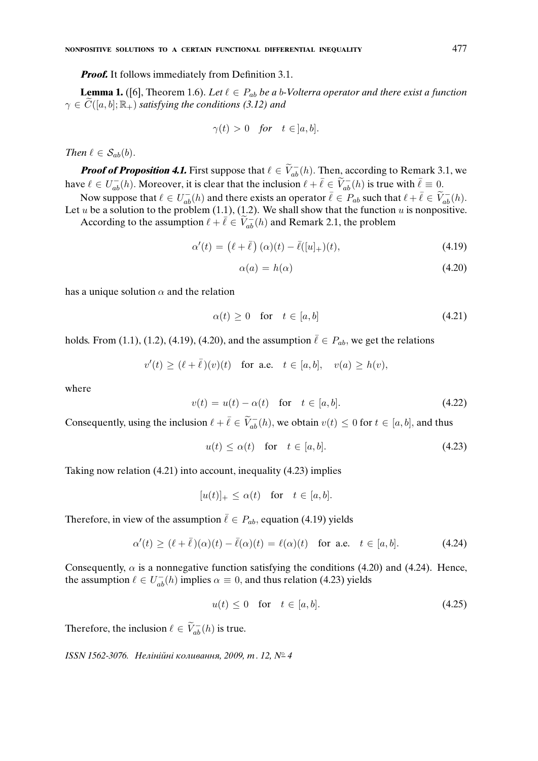***Proof.*** It follows immediately from Definition 3.1.

**Lemma 1.** ([6], Theorem 1.6). *Let $\ell \in P_{ab}$ be a $b$-Volterra operator and there exist a function $\gamma \in \widetilde{C}([a,b];\mathbb{R}_+)$ satisfying the conditions (3.12) and*

$$\gamma(t) > 0 \quad \textit{for} \quad t \in ]a,b].$$

*Then $\ell \in \mathcal{S}_{ab}(b)$.*

***Proof of Proposition 4.1.*** First suppose that $\ell \in \widetilde{V}_{ab}^{-}(h)$. Then, according to Remark 3.1, we have $\ell \in U_{ab}^{-}(h)$. Moreover, it is clear that the inclusion $\ell + \bar{\ell} \in \widetilde{V}_{ab}^{-}(h)$ is true with $\bar{\ell} \equiv 0$.

Now suppose that $\ell \in U_{ab}^{-}(h)$ and there exists an operator $\bar{\ell} \in P_{ab}$ such that $\ell + \bar{\ell} \in \widetilde{V}_{ab}^{-}(h)$. Let $u$ be a solution to the problem (1.1), (1.2). We shall show that the function $u$ is nonpositive.

According to the assumption $\ell + \bar{\ell} \in \widetilde{V}_{ab}^{-}(h)$ and Remark 2.1, the problem

$$\alpha'(t) = \left(\ell + \bar{\ell}\right)(\alpha)(t) - \bar{\ell}([u]_+)(t), \tag{4.19}$$

$$\alpha(a) = h(\alpha) \tag{4.20}$$

has a unique solution $\alpha$ and the relation

$$\alpha(t) \geq 0 \quad \text{for} \quad t \in [a,b] \tag{4.21}$$

holds. From (1.1), (1.2), (4.19), (4.20), and the assumption $\bar{\ell} \in P_{ab}$, we get the relations

$$v'(t) \geq (\ell + \bar{\ell})(v)(t) \quad \text{for a.e.} \quad t \in [a,b], \quad v(a) \geq h(v),$$

where

$$v(t) = u(t) - \alpha(t) \quad \text{for} \quad t \in [a,b]. \tag{4.22}$$

Consequently, using the inclusion $\ell + \bar{\ell} \in \widetilde{V}_{ab}^{-}(h)$, we obtain $v(t) \leq 0$ for $t \in [a,b]$, and thus

$$u(t) \leq \alpha(t) \quad \text{for} \quad t \in [a,b]. \tag{4.23}$$

Taking now relation (4.21) into account, inequality (4.23) implies

$$[u(t)]_+ \leq \alpha(t) \quad \text{for} \quad t \in [a,b].$$

Therefore, in view of the assumption $\bar{\ell} \in P_{ab}$, equation (4.19) yields

$$\alpha'(t) \geq (\ell + \bar{\ell})(\alpha)(t) - \bar{\ell}(\alpha)(t) = \ell(\alpha)(t) \quad \text{for a.e.} \quad t \in [a,b]. \tag{4.24}$$

Consequently, $\alpha$ is a nonnegative function satisfying the conditions (4.20) and (4.24). Hence, the assumption $\ell \in U_{ab}^{-}(h)$ implies $\alpha \equiv 0$, and thus relation (4.23) yields

$$u(t) \leq 0 \quad \text{for} \quad t \in [a,b]. \tag{4.25}$$

Therefore, the inclusion $\ell \in \widetilde{V}_{ab}^{-}(h)$ is true.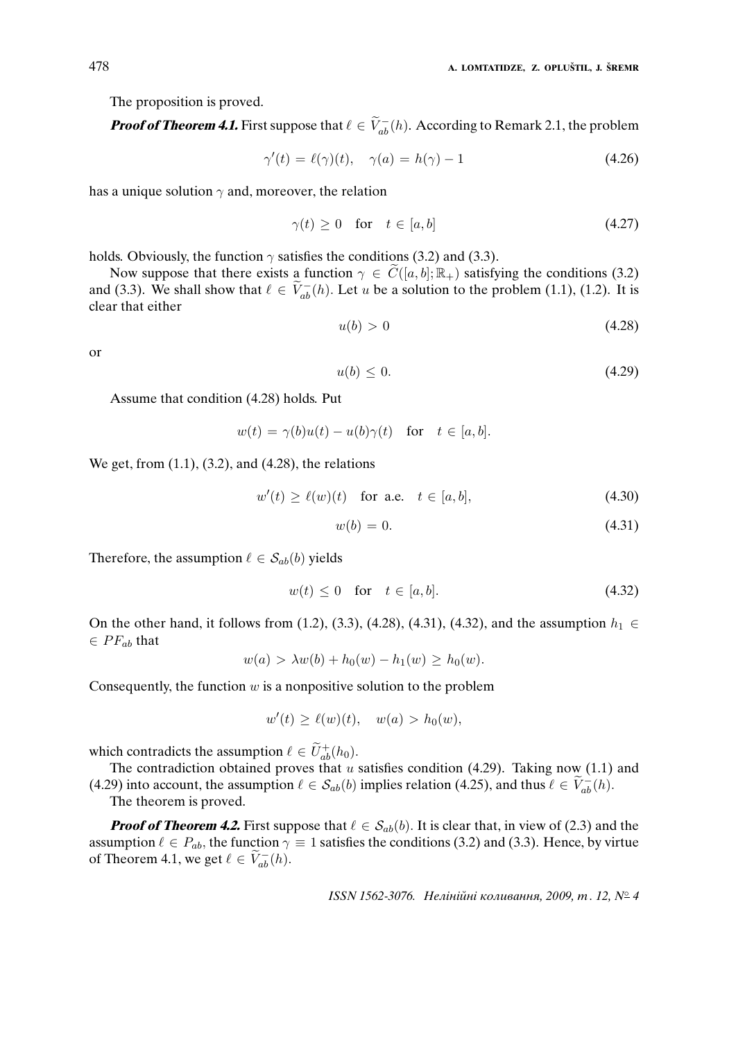The proposition is proved.

***Proof of Theorem 4.1.*** First suppose that $\ell \in \widetilde{V}_{ab}^{-}(h)$. According to Remark 2.1, the problem

$$\gamma'(t) = \ell(\gamma)(t), \quad \gamma(a) = h(\gamma) - 1 \tag{4.26}$$

has a unique solution $\gamma$ and, moreover, the relation

$$\gamma(t) \geq 0 \quad \text{for} \quad t \in [a, b] \tag{4.27}$$

holds. Obviously, the function $\gamma$ satisfies the conditions (3.2) and (3.3).

Now suppose that there exists a function $\gamma \in \widetilde{C}([a, b]; \mathbb{R}_+)$ satisfying the conditions (3.2) and (3.3). We shall show that $\ell \in \widetilde{V}_{ab}^{-}(h)$. Let $u$ be a solution to the problem (1.1), (1.2). It is clear that either

$$u(b) > 0 \tag{4.28}$$

or

$$u(b) \leq 0. \tag{4.29}$$

Assume that condition (4.28) holds. Put

$$w(t) = \gamma(b)u(t) - u(b)\gamma(t) \quad \text{for} \quad t \in [a, b].$$

We get, from (1.1), (3.2), and (4.28), the relations

$$w'(t) \geq \ell(w)(t) \quad \text{for a.e.} \quad t \in [a, b], \tag{4.30}$$

$$w(b) = 0. \tag{4.31}$$

Therefore, the assumption $\ell \in \mathcal{S}_{ab}(b)$ yields

$$w(t) \leq 0 \quad \text{for} \quad t \in [a, b]. \tag{4.32}$$

On the other hand, it follows from (1.2), (3.3), (4.28), (4.31), (4.32), and the assumption $h_1 \in PF_{ab}$ that

$$w(a) > \lambda w(b) + h_0(w) - h_1(w) \geq h_0(w).$$

Consequently, the function $w$ is a nonpositive solution to the problem

$$w'(t) \geq \ell(w)(t), \quad w(a) > h_0(w),$$

which contradicts the assumption $\ell \in \widetilde{U}_{ab}^{+}(h_0)$.

The contradiction obtained proves that $u$ satisfies condition (4.29). Taking now (1.1) and (4.29) into account, the assumption $\ell \in \mathcal{S}_{ab}(b)$ implies relation (4.25), and thus $\ell \in \widetilde{V}_{ab}^{-}(h)$.

The theorem is proved.

***Proof of Theorem 4.2.*** First suppose that $\ell \in \mathcal{S}_{ab}(b)$. It is clear that, in view of (2.3) and the assumption $\ell \in P_{ab}$, the function $\gamma \equiv 1$ satisfies the conditions (3.2) and (3.3). Hence, by virtue of Theorem 4.1, we get $\ell \in \widetilde{V}_{ab}^{-}(h)$.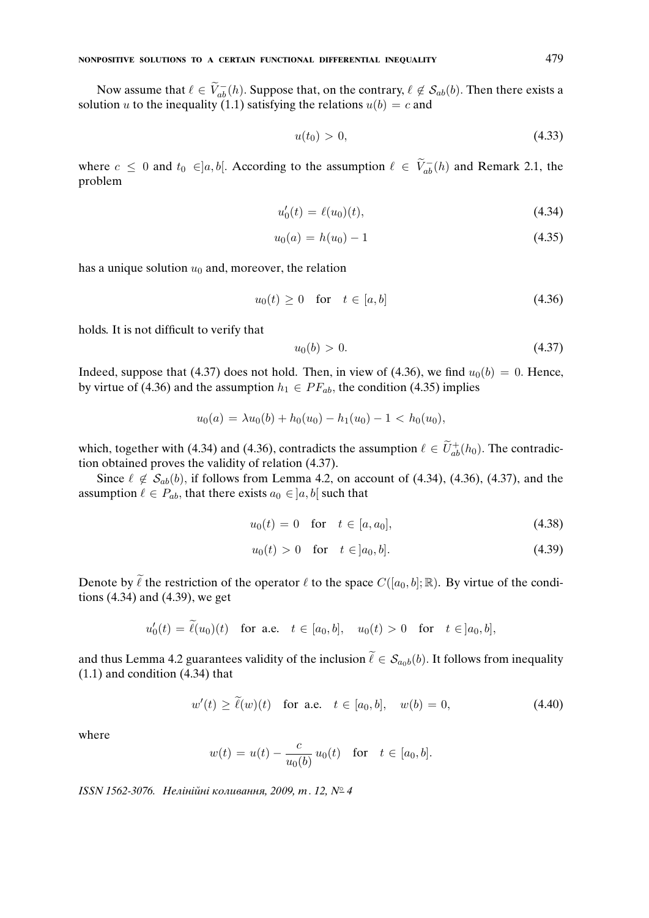Now assume that $\ell \in \widetilde{V}_{ab}^-(h)$. Suppose that, on the contrary, $\ell \notin \mathcal{S}_{ab}(b)$. Then there exists a solution $u$ to the inequality (1.1) satisfying the relations $u(b) = c$ and

$$u(t_0) > 0, \tag{4.33}$$

where $c \leq 0$ and $t_0 \in ]a, b[$. According to the assumption $\ell \in \widetilde{V}_{ab}^-(h)$ and Remark 2.1, the problem

$$u_0'(t) = \ell(u_0)(t), \tag{4.34}$$

$$u_0(a) = h(u_0) - 1 \tag{4.35}$$

has a unique solution $u_0$ and, moreover, the relation

$$u_0(t) \geq 0 \quad \text{for} \quad t \in [a, b] \tag{4.36}$$

holds. It is not difficult to verify that

$$u_0(b) > 0. \tag{4.37}$$

Indeed, suppose that (4.37) does not hold. Then, in view of (4.36), we find $u_0(b) = 0$. Hence, by virtue of (4.36) and the assumption $h_1 \in PF_{ab}$, the condition (4.35) implies

$$u_0(a) = \lambda u_0(b) + h_0(u_0) - h_1(u_0) - 1 < h_0(u_0),$$

which, together with (4.34) and (4.36), contradicts the assumption $\ell \in \widetilde{U}_{ab}^+(h_0)$. The contradiction obtained proves the validity of relation (4.37).

Since $\ell \notin \mathcal{S}_{ab}(b)$, if follows from Lemma 4.2, on account of (4.34), (4.36), (4.37), and the assumption $\ell \in P_{ab}$, that there exists $a_0 \in ]a, b[$ such that

$$u_0(t) = 0 \quad \text{for} \quad t \in [a, a_0], \tag{4.38}$$

$$u_0(t) > 0 \quad \text{for} \quad t \in ]a_0, b]. \tag{4.39}$$

Denote by $\widetilde{\ell}$ the restriction of the operator $\ell$ to the space $C([a_0, b]; \mathbb{R})$. By virtue of the conditions (4.34) and (4.39), we get

$$u_0'(t) = \widetilde{\ell}(u_0)(t) \quad \text{for a.e.} \quad t \in [a_0, b], \quad u_0(t) > 0 \quad \text{for} \quad t \in ]a_0, b],$$

and thus Lemma 4.2 guarantees validity of the inclusion $\widetilde{\ell} \in \mathcal{S}_{a_0 b}(b)$. It follows from inequality (1.1) and condition (4.34) that

$$w'(t) \geq \widetilde{\ell}(w)(t) \quad \text{for a.e.} \quad t \in [a_0, b], \quad w(b) = 0, \tag{4.40}$$

where

$$w(t) = u(t) - \frac{c}{u_0(b)} u_0(t) \quad \text{for} \quad t \in [a_0, b].$$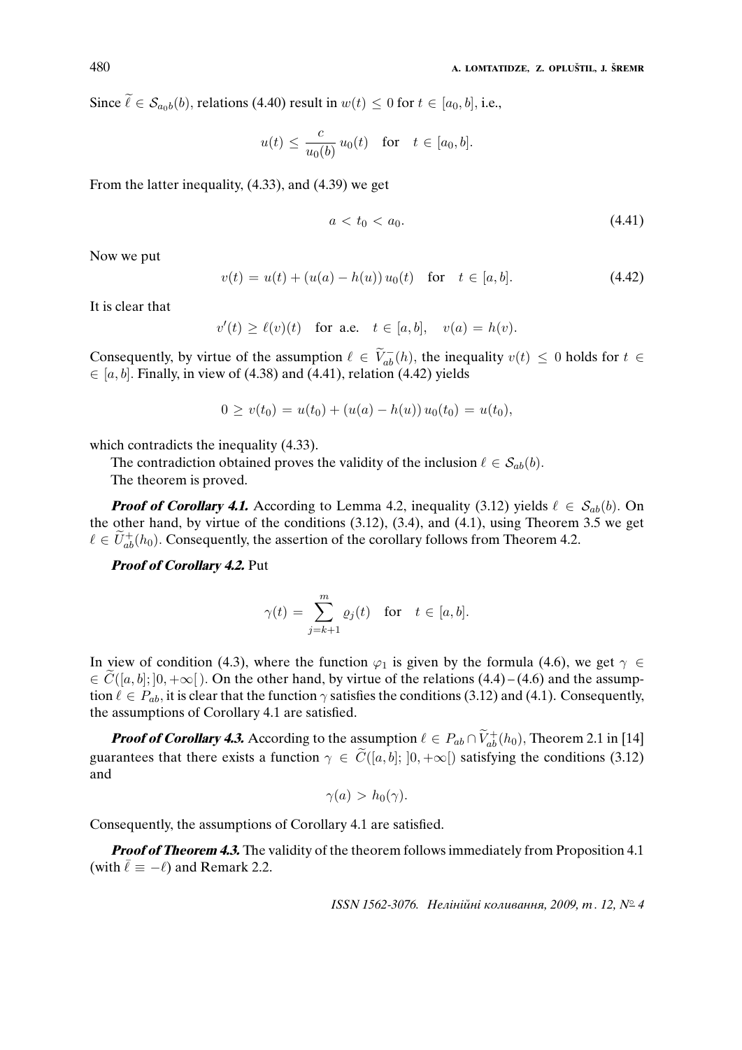Since $\widetilde{\ell} \in \mathcal{S}_{a_0 b}(b)$, relations (4.40) result in $w(t) \le 0$ for $t \in [a_0, b]$, i.e.,

$$u(t) \le \frac{c}{u_0(b)}\, u_0(t) \quad \text{for} \quad t \in [a_0, b].$$

From the latter inequality, (4.33), and (4.39) we get

$$a < t_0 < a_0. \tag{4.41}$$

Now we put

$$v(t) = u(t) + (u(a) - h(u))\, u_0(t) \quad \text{for} \quad t \in [a, b]. \tag{4.42}$$

It is clear that

$$v'(t) \ge \ell(v)(t) \quad \text{for a.e.} \quad t \in [a, b], \quad v(a) = h(v).$$

Consequently, by virtue of the assumption $\ell \in \widetilde{V}^{-}_{ab}(h)$, the inequality $v(t) \le 0$ holds for $t \in [a, b]$. Finally, in view of (4.38) and (4.41), relation (4.42) yields

$$0 \ge v(t_0) = u(t_0) + (u(a) - h(u))\, u_0(t_0) = u(t_0),$$

which contradicts the inequality (4.33).

The contradiction obtained proves the validity of the inclusion $\ell \in \mathcal{S}_{ab}(b)$.

The theorem is proved.

***Proof of Corollary 4.1.*** According to Lemma 4.2, inequality (3.12) yields $\ell \in \mathcal{S}_{ab}(b)$. On the other hand, by virtue of the conditions (3.12), (3.4), and (4.1), using Theorem 3.5 we get $\ell \in \widetilde{U}^{+}_{ab}(h_0)$. Consequently, the assertion of the corollary follows from Theorem 4.2.

***Proof of Corollary 4.2.*** Put

$$\gamma(t) = \sum_{j=k+1}^{m} \varrho_j(t) \quad \text{for} \quad t \in [a, b].$$

In view of condition (4.3), where the function $\varphi_1$ is given by the formula (4.6), we get $\gamma \in \widetilde{C}([a, b]; ]0, +\infty[\,)$. On the other hand, by virtue of the relations (4.4) – (4.6) and the assumption $\ell \in P_{ab}$, it is clear that the function $\gamma$ satisfies the conditions (3.12) and (4.1). Consequently, the assumptions of Corollary 4.1 are satisfied.

***Proof of Corollary 4.3.*** According to the assumption $\ell \in P_{ab} \cap \widetilde{V}^{+}_{ab}(h_0)$, Theorem 2.1 in [14] guarantees that there exists a function $\gamma \in \widetilde{C}([a, b]; ]0, +\infty[)$ satisfying the conditions (3.12) and

$$\gamma(a) > h_0(\gamma).$$

Consequently, the assumptions of Corollary 4.1 are satisfied.

***Proof of Theorem 4.3.*** The validity of the theorem follows immediately from Proposition 4.1 (with $\bar{\ell} \equiv -\ell$) and Remark 2.2.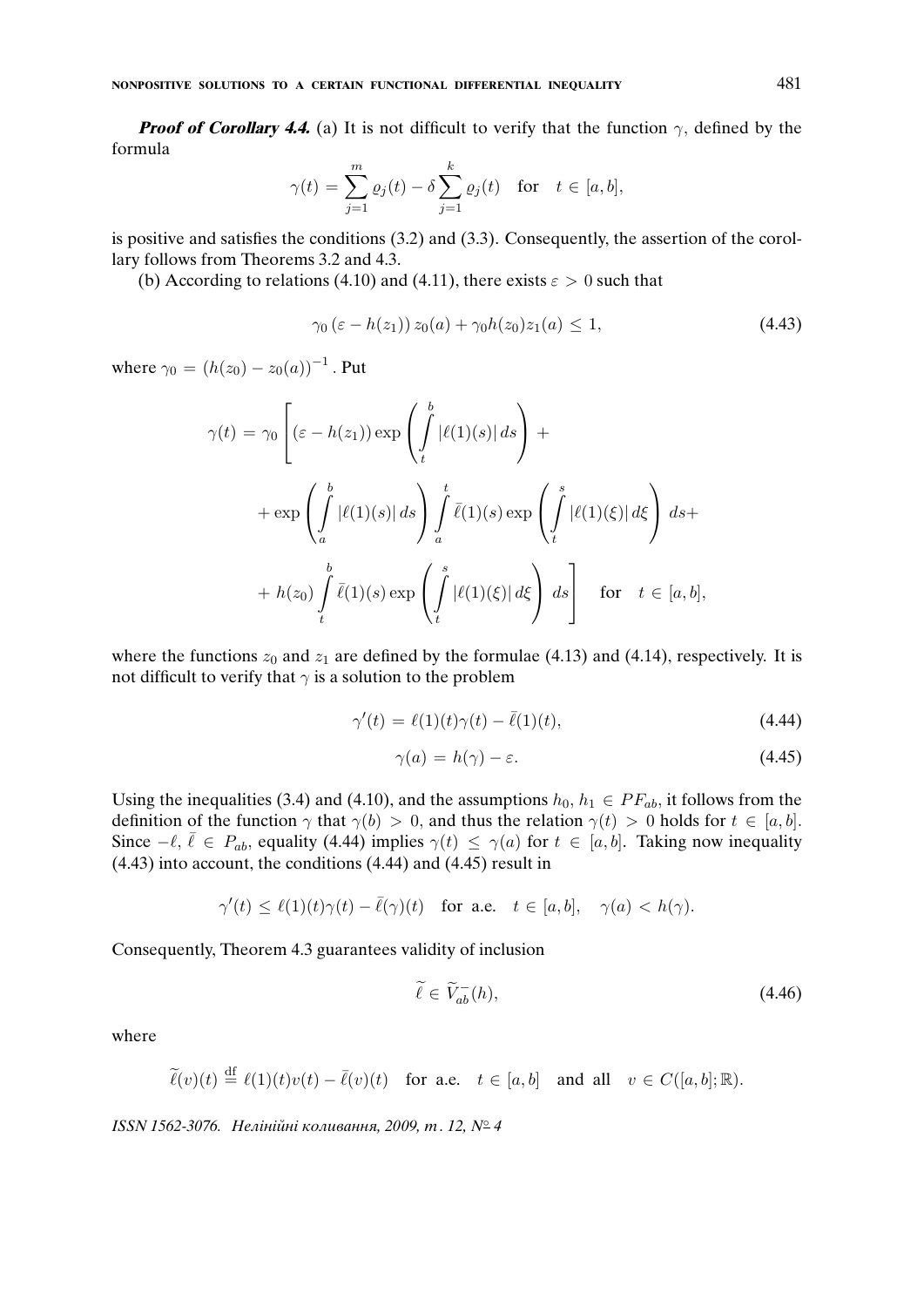***Proof of Corollary 4.4.*** (a) It is not difficult to verify that the function $\gamma$, defined by the formula

$$\gamma(t) = \sum_{j=1}^{m} \varrho_j(t) - \delta \sum_{j=1}^{k} \varrho_j(t) \quad \text{for} \quad t \in [a,b],$$

is positive and satisfies the conditions (3.2) and (3.3). Consequently, the assertion of the corollary follows from Theorems 3.2 and 4.3.

(b) According to relations (4.10) and (4.11), there exists $\varepsilon > 0$ such that

$$\gamma_0 \left(\varepsilon - h(z_1)\right) z_0(a) + \gamma_0 h(z_0) z_1(a) \leq 1, \tag{4.43}$$

where $\gamma_0 = \left(h(z_0) - z_0(a)\right)^{-1}$. Put

$$\gamma(t) = \gamma_0 \Bigg[ (\varepsilon - h(z_1)) \exp\left( \int_t^b |\ell(1)(s)| \, ds \right) + \exp\left( \int_a^b |\ell(1)(s)| \, ds \right) \int_a^t \bar{\ell}(1)(s) \exp\left( \int_t^s |\ell(1)(\xi)| \, d\xi \right) ds + h(z_0) \int_t^b \bar{\ell}(1)(s) \exp\left( \int_t^s |\ell(1)(\xi)| \, d\xi \right) ds \Bigg] \quad \text{for} \quad t \in [a,b],$$

where the functions $z_0$ and $z_1$ are defined by the formulae (4.13) and (4.14), respectively. It is not difficult to verify that $\gamma$ is a solution to the problem

$$\gamma'(t) = \ell(1)(t)\gamma(t) - \bar{\ell}(1)(t), \tag{4.44}$$

$$\gamma(a) = h(\gamma) - \varepsilon. \tag{4.45}$$

Using the inequalities (3.4) and (4.10), and the assumptions $h_0, h_1 \in PF_{ab}$, it follows from the definition of the function $\gamma$ that $\gamma(b) > 0$, and thus the relation $\gamma(t) > 0$ holds for $t \in [a,b]$. Since $-\ell, \bar{\ell} \in P_{ab}$, equality (4.44) implies $\gamma(t) \leq \gamma(a)$ for $t \in [a,b]$. Taking now inequality (4.43) into account, the conditions (4.44) and (4.45) result in

$$\gamma'(t) \leq \ell(1)(t)\gamma(t) - \bar{\ell}(\gamma)(t) \quad \text{for a.e.} \quad t \in [a,b], \quad \gamma(a) < h(\gamma).$$

Consequently, Theorem 4.3 guarantees validity of inclusion

$$\widetilde{\ell} \in \widetilde{V}_{ab}^{-}(h), \tag{4.46}$$

where

$$\widetilde{\ell}(v)(t) \overset{\text{df}}{=} \ell(1)(t)v(t) - \bar{\ell}(v)(t) \quad \text{for a.e.} \quad t \in [a,b] \quad \text{and all} \quad v \in C([a,b];\mathbb{R}).$$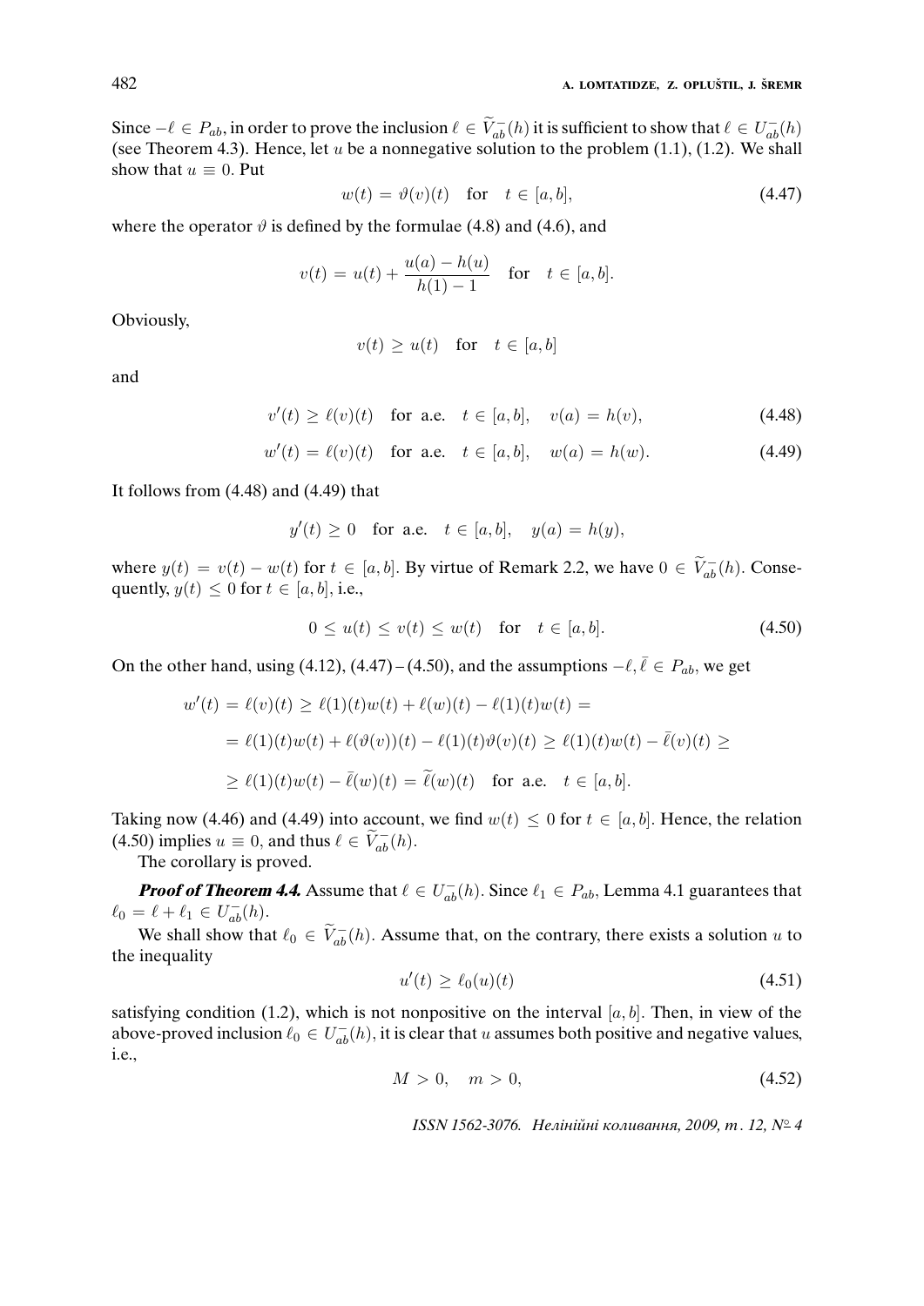Since $-\ell \in P_{ab}$, in order to prove the inclusion $\ell \in \widetilde{V}_{ab}^{-}(h)$ it is sufficient to show that $\ell \in U_{ab}^{-}(h)$ (see Theorem 4.3). Hence, let $u$ be a nonnegative solution to the problem (1.1), (1.2). We shall show that $u \equiv 0$. Put

$$w(t) = \vartheta(v)(t) \quad \text{for} \quad t \in [a, b], \tag{4.47}$$

where the operator $\vartheta$ is defined by the formulae (4.8) and (4.6), and

$$v(t) = u(t) + \frac{u(a) - h(u)}{h(1) - 1} \quad \text{for} \quad t \in [a, b].$$

Obviously,

$$v(t) \geq u(t) \quad \text{for} \quad t \in [a, b]$$

and

$$v'(t) \geq \ell(v)(t) \quad \text{for a.e.} \quad t \in [a, b], \quad v(a) = h(v), \tag{4.48}$$

$$w'(t) = \ell(v)(t) \quad \text{for a.e.} \quad t \in [a, b], \quad w(a) = h(w). \tag{4.49}$$

It follows from (4.48) and (4.49) that

$$y'(t) \geq 0 \quad \text{for a.e.} \quad t \in [a, b], \quad y(a) = h(y),$$

where $y(t) = v(t) - w(t)$ for $t \in [a, b]$. By virtue of Remark 2.2, we have $0 \in \widetilde{V}_{ab}^{-}(h)$. Consequently, $y(t) \leq 0$ for $t \in [a, b]$, i.e.,

$$0 \leq u(t) \leq v(t) \leq w(t) \quad \text{for} \quad t \in [a, b]. \tag{4.50}$$

On the other hand, using (4.12), (4.47) – (4.50), and the assumptions $-\ell, \bar{\ell} \in P_{ab}$, we get

$$\begin{aligned}
w'(t) &= \ell(v)(t) \geq \ell(1)(t)w(t) + \ell(w)(t) - \ell(1)(t)w(t) = \\
&= \ell(1)(t)w(t) + \ell(\vartheta(v))(t) - \ell(1)(t)\vartheta(v)(t) \geq \ell(1)(t)w(t) - \bar{\ell}(v)(t) \geq \\
&\geq \ell(1)(t)w(t) - \bar{\ell}(w)(t) = \widetilde{\ell}(w)(t) \quad \text{for a.e.} \quad t \in [a, b].
\end{aligned}$$

Taking now (4.46) and (4.49) into account, we find $w(t) \leq 0$ for $t \in [a, b]$. Hence, the relation (4.50) implies $u \equiv 0$, and thus $\ell \in \widetilde{V}_{ab}^{-}(h)$.

The corollary is proved.

***Proof of Theorem 4.4.*** Assume that $\ell \in U_{ab}^{-}(h)$. Since $\ell_1 \in P_{ab}$, Lemma 4.1 guarantees that $\ell_0 = \ell + \ell_1 \in U_{ab}^{-}(h)$.

We shall show that $\ell_0 \in \widetilde{V}_{ab}^{-}(h)$. Assume that, on the contrary, there exists a solution $u$ to the inequality

$$u'(t) \geq \ell_0(u)(t) \tag{4.51}$$

satisfying condition (1.2), which is not nonpositive on the interval $[a, b]$. Then, in view of the above-proved inclusion $\ell_0 \in U_{ab}^{-}(h)$, it is clear that $u$ assumes both positive and negative values, i.e.,

$$M > 0, \quad m > 0, \tag{4.52}$$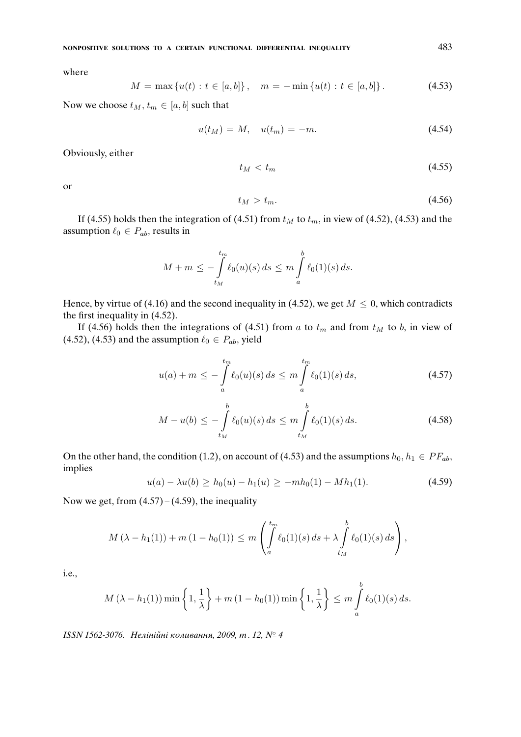where

$$M = \max\{u(t) : t \in [a,b]\}, \quad m = -\min\{u(t) : t \in [a,b]\}. \tag{4.53}$$

Now we choose $t_M, t_m \in [a,b]$ such that

$$u(t_M) = M, \quad u(t_m) = -m. \tag{4.54}$$

Obviously, either

$$t_M < t_m \tag{4.55}$$

or

$$t_M > t_m. \tag{4.56}$$

If (4.55) holds then the integration of (4.51) from $t_M$ to $t_m$, in view of (4.52), (4.53) and the assumption $\ell_0 \in P_{ab}$, results in

$$M + m \le -\int_{t_M}^{t_m} \ell_0(u)(s)\,ds \le m\int_a^b \ell_0(1)(s)\,ds.$$

Hence, by virtue of (4.16) and the second inequality in (4.52), we get $M \le 0$, which contradicts the first inequality in (4.52).

If (4.56) holds then the integrations of (4.51) from $a$ to $t_m$ and from $t_M$ to $b$, in view of (4.52), (4.53) and the assumption $\ell_0 \in P_{ab}$, yield

$$u(a) + m \le -\int_a^{t_m} \ell_0(u)(s)\,ds \le m\int_a^{t_m} \ell_0(1)(s)\,ds, \tag{4.57}$$

$$M - u(b) \le -\int_{t_M}^{b} \ell_0(u)(s)\,ds \le m\int_{t_M}^{b} \ell_0(1)(s)\,ds. \tag{4.58}$$

On the other hand, the condition (1.2), on account of (4.53) and the assumptions $h_0, h_1 \in PF_{ab}$, implies

$$u(a) - \lambda u(b) \ge h_0(u) - h_1(u) \ge -mh_0(1) - Mh_1(1). \tag{4.59}$$

Now we get, from (4.57) – (4.59), the inequality

$$M\left(\lambda - h_1(1)\right) + m\left(1 - h_0(1)\right) \le m\left(\int_a^{t_m} \ell_0(1)(s)\,ds + \lambda\int_{t_M}^{b} \ell_0(1)(s)\,ds\right),$$

i.e.,

$$M\left(\lambda - h_1(1)\right)\min\left\{1, \frac{1}{\lambda}\right\} + m\left(1 - h_0(1)\right)\min\left\{1, \frac{1}{\lambda}\right\} \le m\int_a^b \ell_0(1)(s)\,ds.$$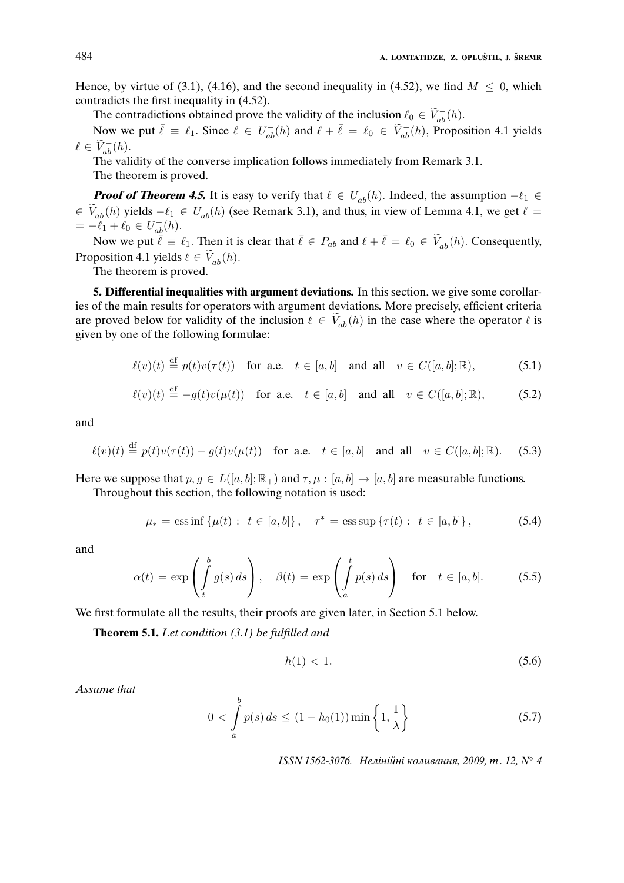Hence, by virtue of (3.1), (4.16), and the second inequality in (4.52), we find $M \leq 0$, which contradicts the first inequality in (4.52).

The contradictions obtained prove the validity of the inclusion $\ell_0 \in \widetilde{V}_{ab}^-(h)$.

Now we put $\bar{\ell} \equiv \ell_1$. Since $\ell \in U_{ab}^-(h)$ and $\ell + \bar{\ell} = \ell_0 \in \widetilde{V}_{ab}^-(h)$, Proposition 4.1 yields $\ell \in \widetilde{V}_{ab}^-(h)$.

The validity of the converse implication follows immediately from Remark 3.1.

The theorem is proved.

***Proof of Theorem 4.5.*** It is easy to verify that $\ell \in U_{ab}^-(h)$. Indeed, the assumption $-\ell_1 \in \widetilde{V}_{ab}^-(h)$ yields $-\ell_1 \in U_{ab}^-(h)$ (see Remark 3.1), and thus, in view of Lemma 4.1, we get $\ell = -\ell_1 + \ell_0 \in U_{ab}^-(h)$.

Now we put $\bar{\ell} \equiv \ell_1$. Then it is clear that $\bar{\ell} \in P_{ab}$ and $\ell + \bar{\ell} = \ell_0 \in \widetilde{V}_{ab}^-(h)$. Consequently, Proposition 4.1 yields $\ell \in \widetilde{V}_{ab}^-(h)$.

The theorem is proved.

**5. Differential inequalities with argument deviations.** In this section, we give some corollaries of the main results for operators with argument deviations. More precisely, efficient criteria are proved below for validity of the inclusion $\ell \in \widetilde{V}_{ab}^-(h)$ in the case where the operator $\ell$ is given by one of the following formulae:

$$\ell(v)(t) \overset{\text{df}}{=} p(t)v(\tau(t)) \quad \text{for a.e.} \quad t \in [a,b] \quad \text{and all} \quad v \in C([a,b];\mathbb{R}), \tag{5.1}$$

$$\ell(v)(t) \overset{\text{df}}{=} -g(t)v(\mu(t)) \quad \text{for a.e.} \quad t \in [a,b] \quad \text{and all} \quad v \in C([a,b];\mathbb{R}), \tag{5.2}$$

and

$$\ell(v)(t) \overset{\text{df}}{=} p(t)v(\tau(t)) - g(t)v(\mu(t)) \quad \text{for a.e.} \quad t \in [a,b] \quad \text{and all} \quad v \in C([a,b];\mathbb{R}). \tag{5.3}$$

Here we suppose that $p, g \in L([a,b];\mathbb{R}_+)$ and $\tau, \mu : [a,b] \to [a,b]$ are measurable functions.

Throughout this section, the following notation is used:

$$\mu_* = \operatorname{ess\,inf}\{\mu(t) : \ t \in [a,b]\}, \quad \tau^* = \operatorname{ess\,sup}\{\tau(t) : \ t \in [a,b]\}, \tag{5.4}$$

and

$$\alpha(t) = \exp\left(\int_t^b g(s)\,ds\right), \quad \beta(t) = \exp\left(\int_a^t p(s)\,ds\right) \quad \text{for} \quad t \in [a,b]. \tag{5.5}$$

We first formulate all the results, their proofs are given later, in Section 5.1 below.

**Theorem 5.1.** *Let condition (3.1) be fulfilled and*

$$h(1) < 1. \tag{5.6}$$

*Assume that*

$$0 < \int_a^b p(s)\,ds \leq (1 - h_0(1)) \min\left\{1, \frac{1}{\lambda}\right\} \tag{5.7}$$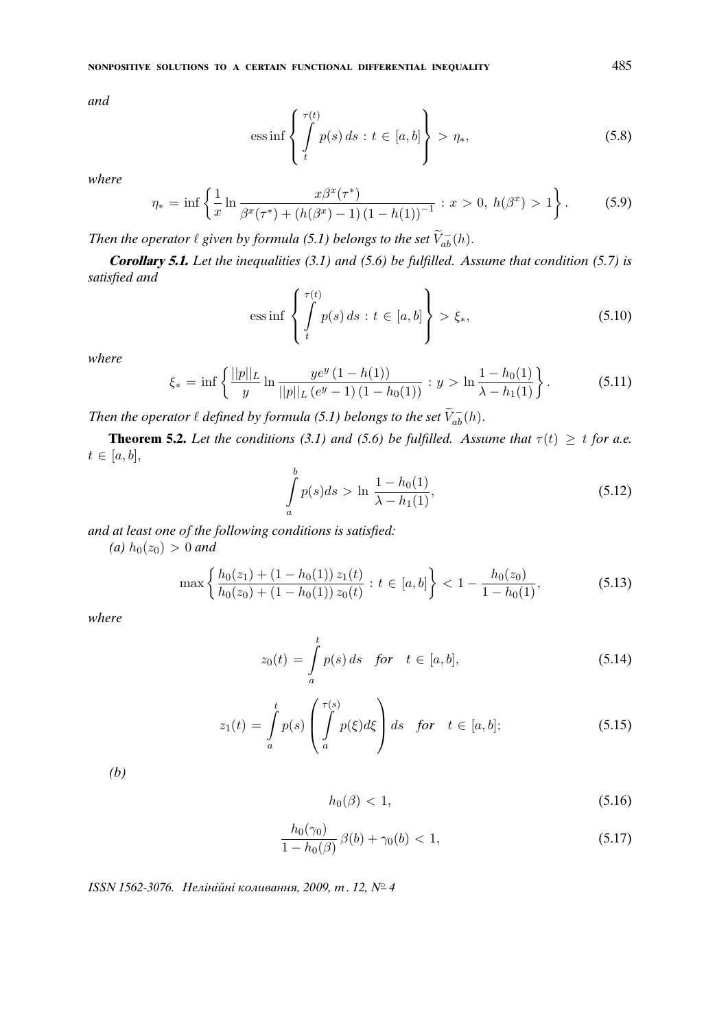*and*

$$\operatorname{ess\,inf}\left\{\int\limits_t^{\tau(t)} p(s)\,ds \,:\, t\in[a,b]\right\} > \eta_*, \tag{5.8}$$

*where*

$$\eta_* = \inf\left\{\frac{1}{x}\ln\frac{x\beta^x(\tau^*)}{\beta^x(\tau^*) + \left(h(\beta^x)-1\right)\left(1-h(1)\right)^{-1}} \,:\, x>0,\ h(\beta^x)>1\right\}. \tag{5.9}$$

*Then the operator $\ell$ given by formula (5.1) belongs to the set $\widetilde{V}_{ab}^-(h)$.*

***Corollary 5.1.*** *Let the inequalities (3.1) and (5.6) be fulfilled. Assume that condition (5.7) is satisfied and*

$$\operatorname{ess\,inf}\left\{\int\limits_t^{\tau(t)} p(s)\,ds \,:\, t\in[a,b]\right\} > \xi_*, \tag{5.10}$$

*where*

$$\xi_* = \inf\left\{\frac{||p||_L}{y}\ln\frac{ye^y\left(1-h(1)\right)}{||p||_L\left(e^y-1\right)\left(1-h_0(1)\right)} \,:\, y > \ln\frac{1-h_0(1)}{\lambda-h_1(1)}\right\}. \tag{5.11}$$

*Then the operator $\ell$ defined by formula (5.1) belongs to the set $\widetilde{V}_{ab}^-(h)$.*

**Theorem 5.2.** *Let the conditions (3.1) and (5.6) be fulfilled. Assume that $\tau(t)\geq t$ for a.e. $t\in[a,b]$,*

$$\int\limits_a^b p(s)ds > \ln\frac{1-h_0(1)}{\lambda-h_1(1)}, \tag{5.12}$$

*and at least one of the following conditions is satisfied:*

*(a) $h_0(z_0)>0$ and*

$$\max\left\{\frac{h_0(z_1)+\left(1-h_0(1)\right)z_1(t)}{h_0(z_0)+\left(1-h_0(1)\right)z_0(t)} \,:\, t\in[a,b]\right\} < 1-\frac{h_0(z_0)}{1-h_0(1)}, \tag{5.13}$$

*where*

$$z_0(t) = \int\limits_a^t p(s)\,ds \quad \textit{for} \quad t\in[a,b], \tag{5.14}$$

$$z_1(t) = \int\limits_a^t p(s)\left(\int\limits_a^{\tau(s)} p(\xi)d\xi\right)ds \quad \textit{for} \quad t\in[a,b]; \tag{5.15}$$

*(b)*

$$h_0(\beta) < 1, \tag{5.16}$$

$$\frac{h_0(\gamma_0)}{1-h_0(\beta)}\,\beta(b) + \gamma_0(b) < 1, \tag{5.17}$$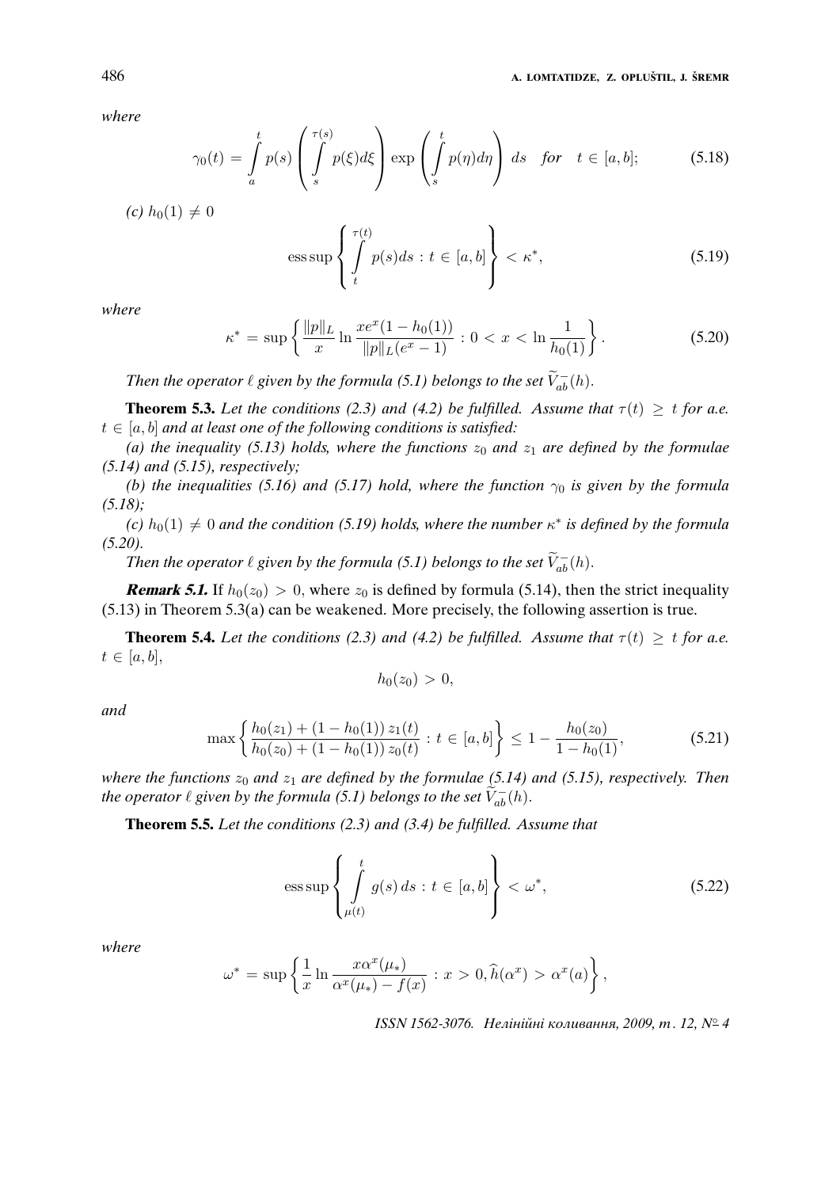*where*

$$\gamma_0(t) = \int_a^t p(s) \left( \int_s^{\tau(s)} p(\xi) d\xi \right) \exp\left( \int_s^t p(\eta) d\eta \right) ds \quad \textit{for} \quad t \in [a,b]; \tag{5.18}$$

*(c)* $h_0(1) \neq 0$

$$\operatorname{ess\,sup} \left\{ \int_t^{\tau(t)} p(s) ds \, : \, t \in [a,b] \right\} < \kappa^*, \tag{5.19}$$

*where*

$$\kappa^* = \sup \left\{ \frac{\|p\|_L}{x} \ln \frac{x e^x (1 - h_0(1))}{\|p\|_L (e^x - 1)} \, : \, 0 < x < \ln \frac{1}{h_0(1)} \right\}. \tag{5.20}$$

*Then the operator* $\ell$ *given by the formula (5.1) belongs to the set* $\widetilde{V}_{ab}^-(h)$.

**Theorem 5.3.** *Let the conditions (2.3) and (4.2) be fulfilled. Assume that* $\tau(t) \geq t$ *for a.e.* $t \in [a,b]$ *and at least one of the following conditions is satisfied:*

*(a) the inequality (5.13) holds, where the functions* $z_0$ *and* $z_1$ *are defined by the formulae (5.14) and (5.15), respectively;*

*(b) the inequalities (5.16) and (5.17) hold, where the function* $\gamma_0$ *is given by the formula (5.18);*

*(c)* $h_0(1) \neq 0$ *and the condition (5.19) holds, where the number* $\kappa^*$ *is defined by the formula (5.20).*

*Then the operator* $\ell$ *given by the formula (5.1) belongs to the set* $\widetilde{V}_{ab}^-(h)$.

***Remark 5.1.*** If $h_0(z_0) > 0$, where $z_0$ is defined by formula (5.14), then the strict inequality (5.13) in Theorem 5.3(a) can be weakened. More precisely, the following assertion is true.

**Theorem 5.4.** *Let the conditions (2.3) and (4.2) be fulfilled. Assume that* $\tau(t) \geq t$ *for a.e.* $t \in [a,b]$,

$$h_0(z_0) > 0,$$

*and*

$$\max \left\{ \frac{h_0(z_1) + (1 - h_0(1))\, z_1(t)}{h_0(z_0) + (1 - h_0(1))\, z_0(t)} \, : \, t \in [a,b] \right\} \leq 1 - \frac{h_0(z_0)}{1 - h_0(1)}, \tag{5.21}$$

*where the functions* $z_0$ *and* $z_1$ *are defined by the formulae (5.14) and (5.15), respectively. Then the operator* $\ell$ *given by the formula (5.1) belongs to the set* $\widetilde{V}_{ab}^-(h)$.

**Theorem 5.5.** *Let the conditions (2.3) and (3.4) be fulfilled. Assume that*

$$\operatorname{ess\,sup} \left\{ \int_{\mu(t)}^t g(s)\, ds \, : \, t \in [a,b] \right\} < \omega^*, \tag{5.22}$$

*where*

$$\omega^* = \sup \left\{ \frac{1}{x} \ln \frac{x \alpha^x(\mu_*)}{\alpha^x(\mu_*) - f(x)} \, : \, x > 0, \widehat{h}(\alpha^x) > \alpha^x(a) \right\},$$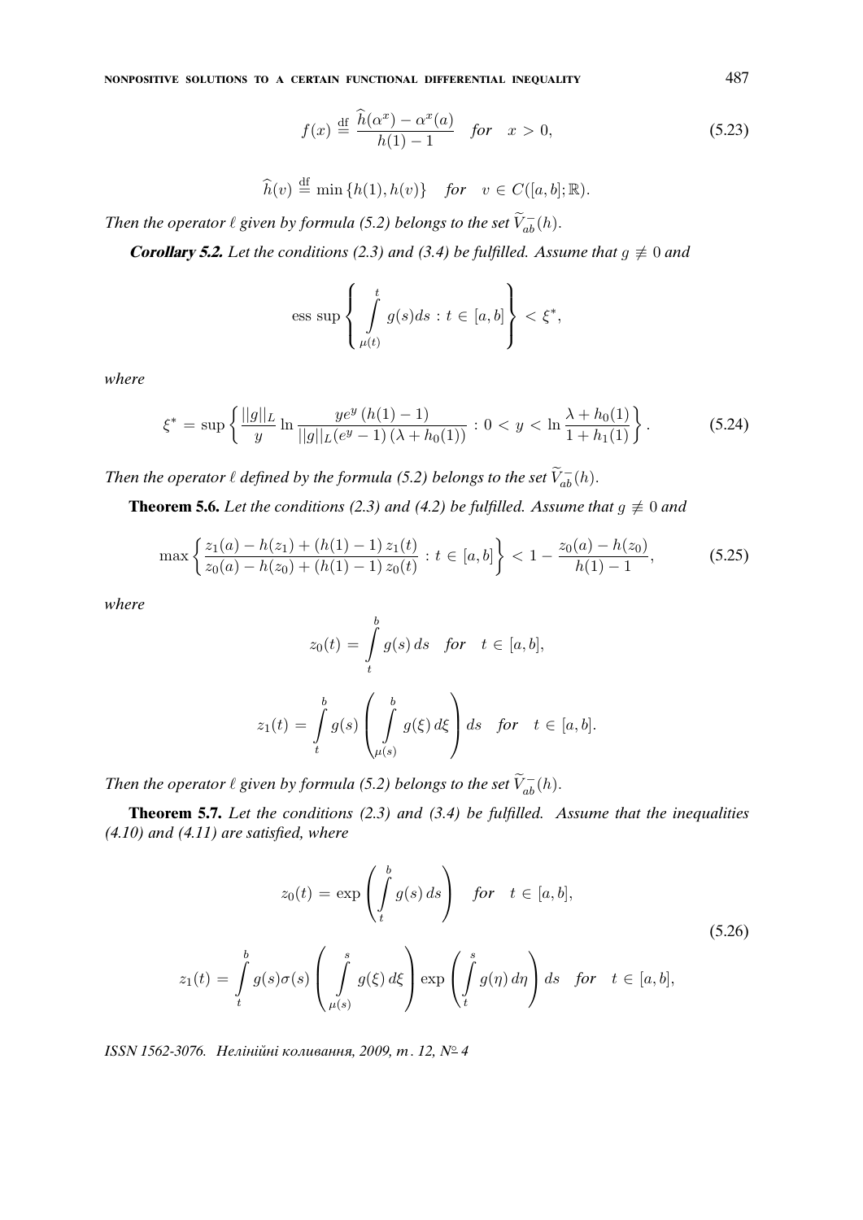$$f(x) \overset{\text{df}}{=} \frac{\widehat{h}(\alpha^x) - \alpha^x(a)}{h(1) - 1} \quad \textit{for} \quad x > 0, \tag{5.23}$$

$$\widehat{h}(v) \overset{\text{df}}{=} \min\{h(1), h(v)\} \quad \textit{for} \quad v \in C([a,b];\mathbb{R}).$$

*Then the operator $\ell$ given by formula (5.2) belongs to the set $\widetilde{V}_{ab}^-(h)$.*

***Corollary 5.2.*** *Let the conditions (2.3) and (3.4) be fulfilled. Assume that $g \not\equiv 0$ and*

$$\text{ess sup}\left\{ \int\limits_{\mu(t)}^{t} g(s)ds \, : \, t \in [a,b] \right\} < \xi^*,$$

*where*

$$\xi^* = \sup\left\{ \frac{||g||_L}{y} \ln \frac{ye^y\,(h(1)-1)}{||g||_L(e^y-1)\,(\lambda + h_0(1))} \, : \, 0 < y < \ln \frac{\lambda + h_0(1)}{1 + h_1(1)} \right\}. \tag{5.24}$$

*Then the operator $\ell$ defined by the formula (5.2) belongs to the set $\widetilde{V}_{ab}^-(h)$.*

**Theorem 5.6.** *Let the conditions (2.3) and (4.2) be fulfilled. Assume that $g \not\equiv 0$ and*

$$\max\left\{ \frac{z_1(a) - h(z_1) + (h(1)-1)\,z_1(t)}{z_0(a) - h(z_0) + (h(1)-1)\,z_0(t)} \, : \, t \in [a,b] \right\} < 1 - \frac{z_0(a) - h(z_0)}{h(1) - 1}, \tag{5.25}$$

*where*

$$z_0(t) = \int\limits_t^b g(s)\,ds \quad \textit{for} \quad t \in [a,b],$$

$$z_1(t) = \int\limits_t^b g(s) \left( \int\limits_{\mu(s)}^b g(\xi)\,d\xi \right) ds \quad \textit{for} \quad t \in [a,b].$$

*Then the operator $\ell$ given by formula (5.2) belongs to the set $\widetilde{V}_{ab}^-(h)$.*

**Theorem 5.7.** *Let the conditions (2.3) and (3.4) be fulfilled. Assume that the inequalities (4.10) and (4.11) are satisfied, where*

$$z_0(t) = \exp\left( \int\limits_t^b g(s)\,ds \right) \quad \textit{for} \quad t \in [a,b],$$

$$z_1(t) = \int\limits_t^b g(s)\sigma(s) \left( \int\limits_{\mu(s)}^s g(\xi)\,d\xi \right) \exp\left( \int\limits_t^s g(\eta)\,d\eta \right) ds \quad \textit{for} \quad t \in [a,b], \tag{5.26}$$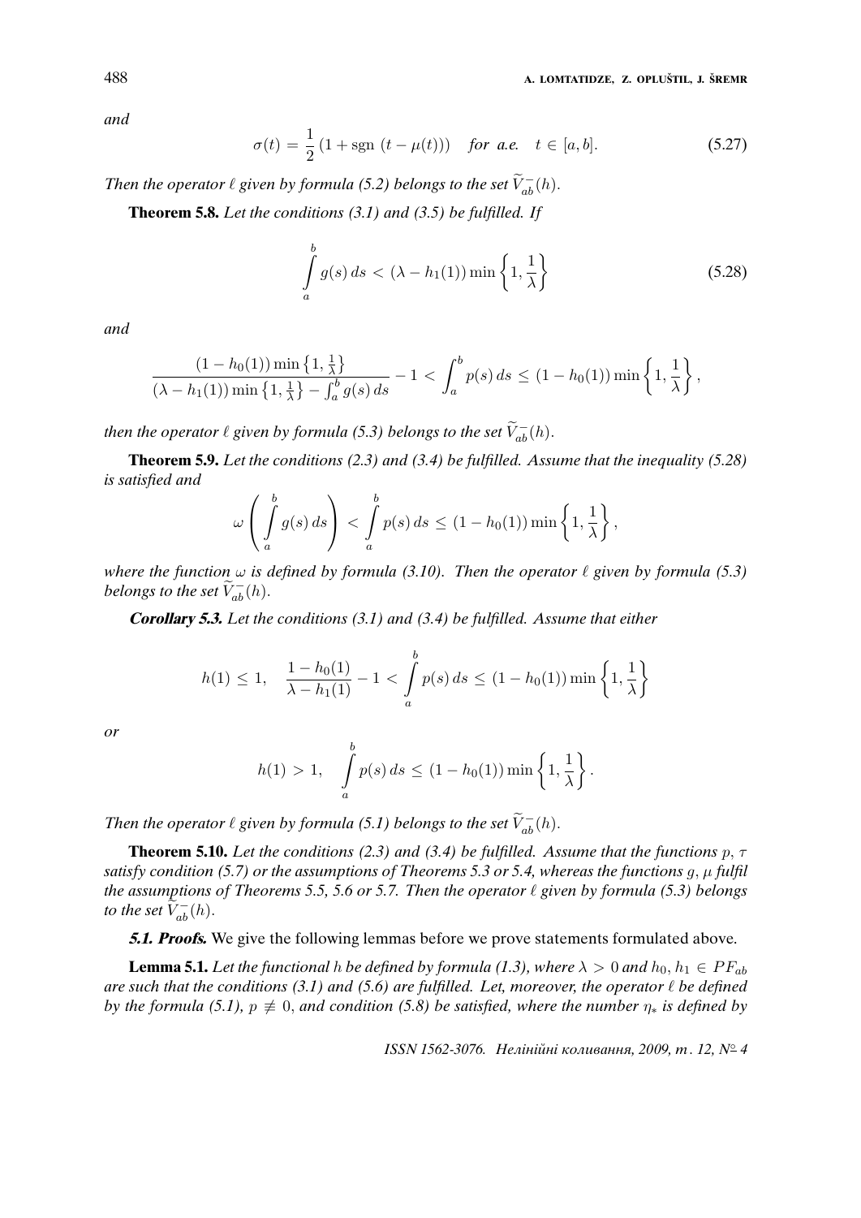*and*

$$\sigma(t) = \frac{1}{2}\left(1 + \operatorname{sgn}\,(t - \mu(t))\right) \quad \textit{for a.e.} \quad t \in [a, b]. \tag{5.27}$$

*Then the operator $\ell$ given by formula (5.2) belongs to the set $\widetilde{V}_{ab}^{-}(h)$.*

**Theorem 5.8.** *Let the conditions (3.1) and (3.5) be fulfilled. If*

$$\int_a^b g(s)\,ds < (\lambda - h_1(1)) \min\left\{1, \frac{1}{\lambda}\right\} \tag{5.28}$$

*and*

$$\frac{(1 - h_0(1)) \min\left\{1, \frac{1}{\lambda}\right\}}{(\lambda - h_1(1)) \min\left\{1, \frac{1}{\lambda}\right\} - \int_a^b g(s)\,ds} - 1 < \int_a^b p(s)\,ds \le (1 - h_0(1)) \min\left\{1, \frac{1}{\lambda}\right\},$$

*then the operator $\ell$ given by formula (5.3) belongs to the set $\widetilde{V}_{ab}^{-}(h)$.*

**Theorem 5.9.** *Let the conditions (2.3) and (3.4) be fulfilled. Assume that the inequality (5.28) is satisfied and*

$$\omega\left(\int_a^b g(s)\,ds\right) < \int_a^b p(s)\,ds \le (1 - h_0(1)) \min\left\{1, \frac{1}{\lambda}\right\},$$

*where the function $\omega$ is defined by formula (3.10). Then the operator $\ell$ given by formula (5.3) belongs to the set $\widetilde{V}_{ab}^{-}(h)$.*

***Corollary 5.3.*** *Let the conditions (3.1) and (3.4) be fulfilled. Assume that either*

$$h(1) \le 1, \quad \frac{1 - h_0(1)}{\lambda - h_1(1)} - 1 < \int_a^b p(s)\,ds \le (1 - h_0(1)) \min\left\{1, \frac{1}{\lambda}\right\}$$

*or*

$$h(1) > 1, \quad \int_a^b p(s)\,ds \le (1 - h_0(1)) \min\left\{1, \frac{1}{\lambda}\right\}.$$

*Then the operator $\ell$ given by formula (5.1) belongs to the set $\widetilde{V}_{ab}^{-}(h)$.*

**Theorem 5.10.** *Let the conditions (2.3) and (3.4) be fulfilled. Assume that the functions $p$, $\tau$ satisfy condition (5.7) or the assumptions of Theorems 5.3 or 5.4, whereas the functions $g$, $\mu$ fulfil the assumptions of Theorems 5.5, 5.6 or 5.7. Then the operator $\ell$ given by formula (5.3) belongs to the set $\widetilde{V}_{ab}^{-}(h)$.*

***5.1. Proofs.*** We give the following lemmas before we prove statements formulated above.

**Lemma 5.1.** *Let the functional $h$ be defined by formula (1.3), where $\lambda > 0$ and $h_0, h_1 \in PF_{ab}$ are such that the conditions (3.1) and (5.6) are fulfilled. Let, moreover, the operator $\ell$ be defined by the formula (5.1), $p \not\equiv 0$, and condition (5.8) be satisfied, where the number $\eta_*$ is defined by*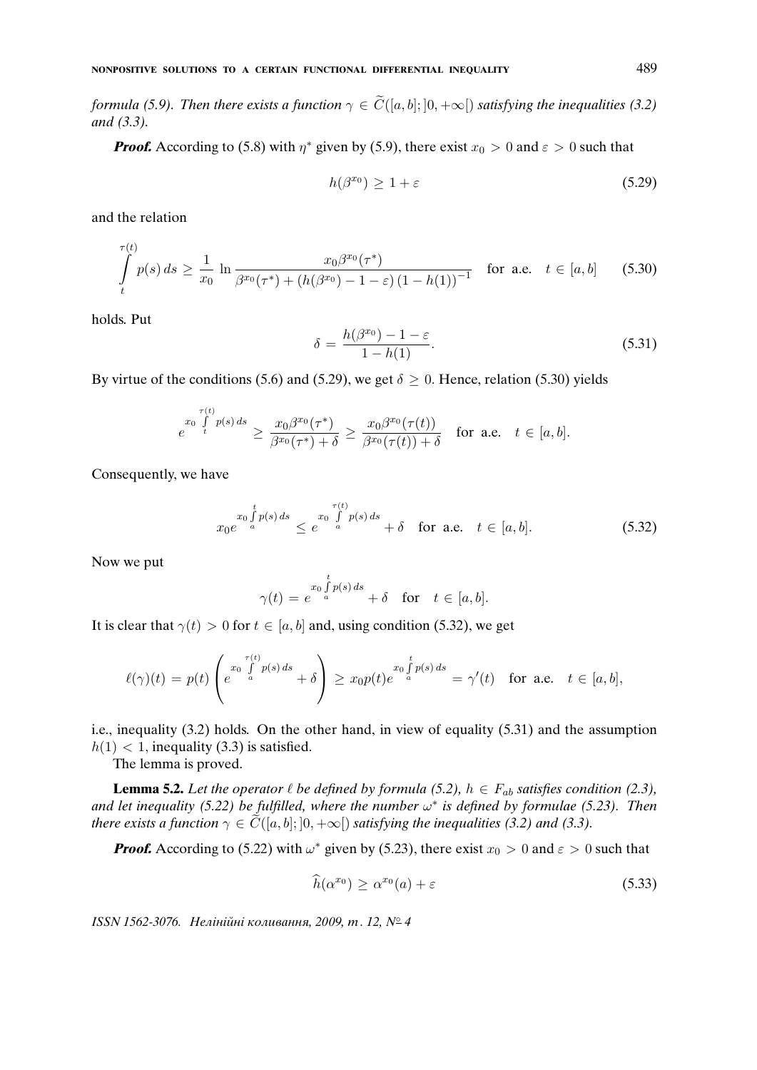*formula (5.9). Then there exists a function $\gamma \in \widetilde{C}([a,b];]0,+\infty[)$ satisfying the inequalities (3.2) and (3.3).*

***Proof.*** According to (5.8) with $\eta^*$ given by (5.9), there exist $x_0 > 0$ and $\varepsilon > 0$ such that

$$h(\beta^{x_0}) \geq 1 + \varepsilon \tag{5.29}$$

and the relation

$$\int\limits_t^{\tau(t)} p(s)\,ds \geq \frac{1}{x_0}\,\ln\frac{x_0\beta^{x_0}(\tau^*)}{\beta^{x_0}(\tau^*) + \left(h(\beta^{x_0}) - 1 - \varepsilon\right)\left(1 - h(1)\right)^{-1}} \quad \text{for a.e.} \quad t \in [a,b] \tag{5.30}$$

holds. Put

$$\delta = \frac{h(\beta^{x_0}) - 1 - \varepsilon}{1 - h(1)}. \tag{5.31}$$

By virtue of the conditions (5.6) and (5.29), we get $\delta \geq 0$. Hence, relation (5.30) yields

$$e^{x_0 \int\limits_t^{\tau(t)} p(s)\,ds} \geq \frac{x_0\beta^{x_0}(\tau^*)}{\beta^{x_0}(\tau^*) + \delta} \geq \frac{x_0\beta^{x_0}(\tau(t))}{\beta^{x_0}(\tau(t)) + \delta} \quad \text{for a.e.} \quad t \in [a,b].$$

Consequently, we have

$$x_0 e^{x_0 \int\limits_a^t p(s)\,ds} \leq e^{x_0 \int\limits_a^{\tau(t)} p(s)\,ds} + \delta \quad \text{for a.e.} \quad t \in [a,b]. \tag{5.32}$$

Now we put

$$\gamma(t) = e^{x_0 \int\limits_a^t p(s)\,ds} + \delta \quad \text{for} \quad t \in [a,b].$$

It is clear that $\gamma(t) > 0$ for $t \in [a,b]$ and, using condition (5.32), we get

$$\ell(\gamma)(t) = p(t)\left(e^{x_0 \int\limits_a^{\tau(t)} p(s)\,ds} + \delta\right) \geq x_0 p(t) e^{x_0 \int\limits_a^t p(s)\,ds} = \gamma'(t) \quad \text{for a.e.} \quad t \in [a,b],$$

i.e., inequality (3.2) holds. On the other hand, in view of equality (5.31) and the assumption $h(1) < 1$, inequality (3.3) is satisfied.

The lemma is proved.

**Lemma 5.2.** *Let the operator $\ell$ be defined by formula (5.2), $h \in F_{ab}$ satisfies condition (2.3), and let inequality (5.22) be fulfilled, where the number $\omega^*$ is defined by formulae (5.23). Then there exists a function $\gamma \in \widetilde{C}([a,b];]0,+\infty[)$ satisfying the inequalities (3.2) and (3.3).*

***Proof.*** According to (5.22) with $\omega^*$ given by (5.23), there exist $x_0 > 0$ and $\varepsilon > 0$ such that

$$\widehat{h}(\alpha^{x_0}) \geq \alpha^{x_0}(a) + \varepsilon \tag{5.33}$$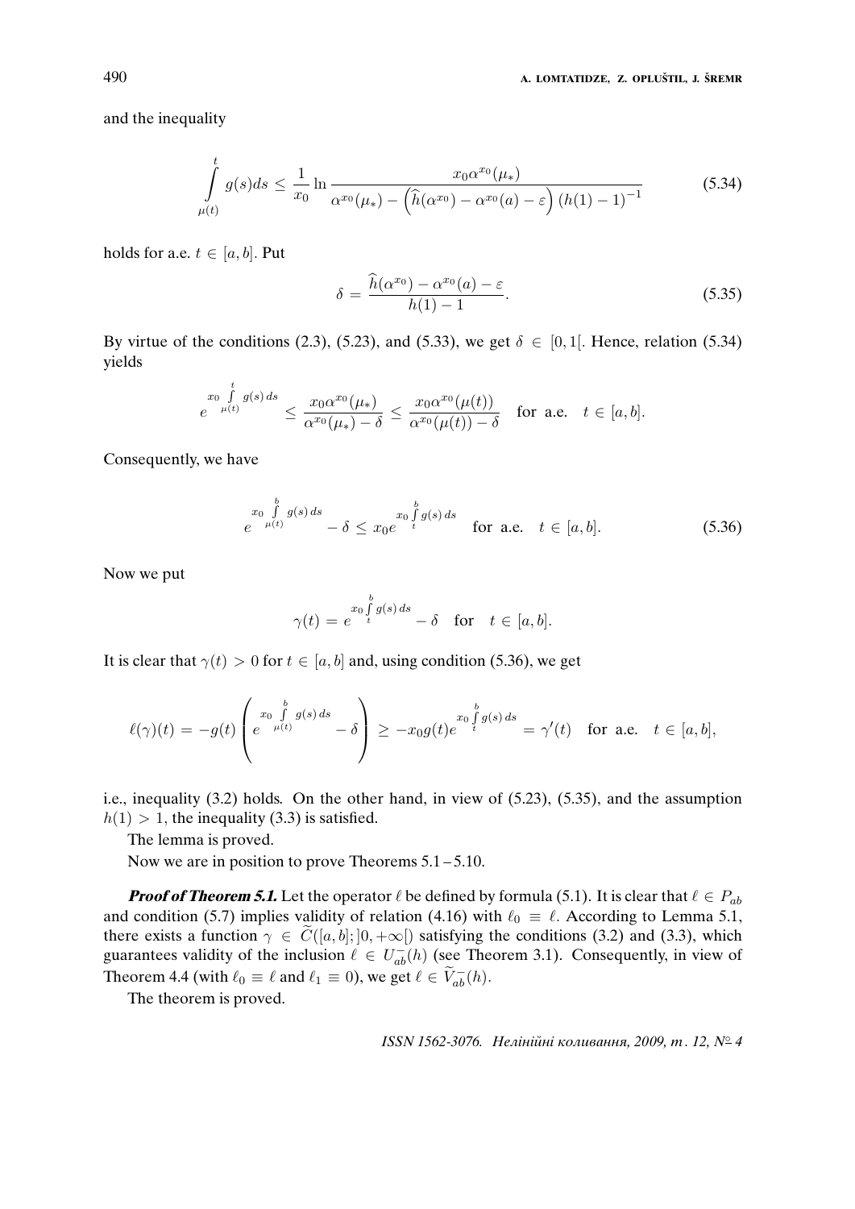and the inequality

$$\int_{\mu(t)}^{t} g(s)ds \leq \frac{1}{x_0} \ln \frac{x_0 \alpha^{x_0}(\mu_*)}{\alpha^{x_0}(\mu_*) - \left(\widehat{h}(\alpha^{x_0}) - \alpha^{x_0}(a) - \varepsilon\right)(h(1)-1)^{-1}} \tag{5.34}$$

holds for a.e. $t \in [a, b]$. Put

$$\delta = \frac{\widehat{h}(\alpha^{x_0}) - \alpha^{x_0}(a) - \varepsilon}{h(1) - 1}. \tag{5.35}$$

By virtue of the conditions (2.3), (5.23), and (5.33), we get $\delta \in [0, 1[$. Hence, relation (5.34) yields

$$e^{x_0 \int\limits_{\mu(t)}^{t} g(s)\, ds} \leq \frac{x_0 \alpha^{x_0}(\mu_*)}{\alpha^{x_0}(\mu_*) - \delta} \leq \frac{x_0 \alpha^{x_0}(\mu(t))}{\alpha^{x_0}(\mu(t)) - \delta} \quad \text{for a.e.} \quad t \in [a, b].$$

Consequently, we have

$$e^{x_0 \int\limits_{\mu(t)}^{b} g(s)\, ds} - \delta \leq x_0 e^{x_0 \int\limits_{t}^{b} g(s)\, ds} \quad \text{for a.e.} \quad t \in [a, b]. \tag{5.36}$$

Now we put

$$\gamma(t) = e^{x_0 \int\limits_{t}^{b} g(s)\, ds} - \delta \quad \text{for} \quad t \in [a, b].$$

It is clear that $\gamma(t) > 0$ for $t \in [a, b]$ and, using condition (5.36), we get

$$\ell(\gamma)(t) = -g(t) \left( e^{x_0 \int\limits_{\mu(t)}^{b} g(s)\, ds} - \delta \right) \geq -x_0 g(t) e^{x_0 \int\limits_{t}^{b} g(s)\, ds} = \gamma'(t) \quad \text{for a.e.} \quad t \in [a, b],$$

i.e., inequality (3.2) holds. On the other hand, in view of (5.23), (5.35), and the assumption $h(1) > 1$, the inequality (3.3) is satisfied.

The lemma is proved.

Now we are in position to prove Theorems 5.1 – 5.10.

***Proof of Theorem 5.1.*** Let the operator $\ell$ be defined by formula (5.1). It is clear that $\ell \in P_{ab}$ and condition (5.7) implies validity of relation (4.16) with $\ell_0 \equiv \ell$. According to Lemma 5.1, there exists a function $\gamma \in \widetilde{C}([a, b]; ]0, +\infty[)$ satisfying the conditions (3.2) and (3.3), which guarantees validity of the inclusion $\ell \in U_{ab}^{-}(h)$ (see Theorem 3.1). Consequently, in view of Theorem 4.4 (with $\ell_0 \equiv \ell$ and $\ell_1 \equiv 0$), we get $\ell \in \widetilde{V}_{ab}^{-}(h)$.

The theorem is proved.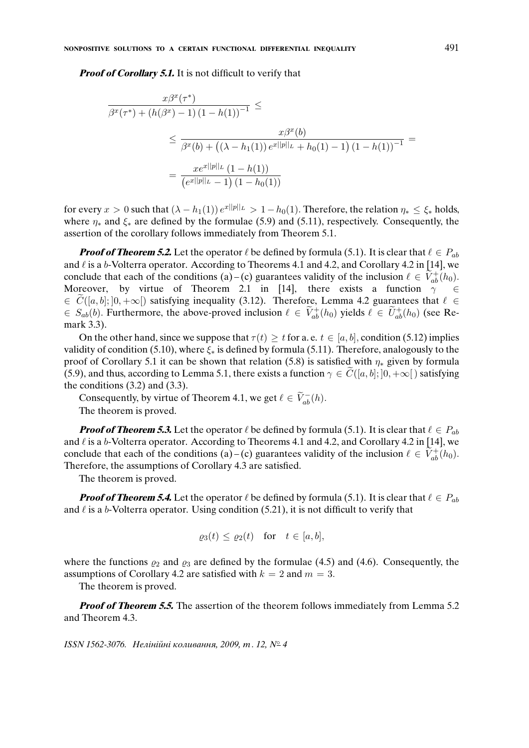***Proof of Corollary 5.1.*** It is not difficult to verify that

$$
\frac{x\beta^x(\tau^*)}{\beta^x(\tau^*) + (h(\beta^x) - 1)(1 - h(1))^{-1}} \leq
$$

$$
\leq \frac{x\beta^x(b)}{\beta^x(b) + \left((\lambda - h_1(1))\, e^{x\|p\|_L} + h_0(1) - 1\right)(1 - h(1))^{-1}} =
$$

$$
= \frac{xe^{x\|p\|_L}(1 - h(1))}{\left(e^{x\|p\|_L} - 1\right)(1 - h_0(1))}
$$

for every $x > 0$ such that $(\lambda - h_1(1))\, e^{x\|p\|_L} > 1 - h_0(1)$. Therefore, the relation $\eta_* \leq \xi_*$ holds, where $\eta_*$ and $\xi_*$ are defined by the formulae (5.9) and (5.11), respectively. Consequently, the assertion of the corollary follows immediately from Theorem 5.1.

***Proof of Theorem 5.2.*** Let the operator $\ell$ be defined by formula (5.1). It is clear that $\ell \in P_{ab}$ and $\ell$ is a $b$-Volterra operator. According to Theorems 4.1 and 4.2, and Corollary 4.2 in [14], we conclude that each of the conditions (a) – (c) guarantees validity of the inclusion $\ell \in \widetilde{V}_{ab}^{+}(h_0)$. Moreover, by virtue of Theorem 2.1 in [14], there exists a function $\gamma \in \widetilde{C}([a,b];]0,+\infty[)$ satisfying inequality (3.12). Therefore, Lemma 4.2 guarantees that $\ell \in S_{ab}(b)$. Furthermore, the above-proved inclusion $\ell \in \widetilde{V}_{ab}^{+}(h_0)$ yields $\ell \in \widetilde{U}_{ab}^{+}(h_0)$ (see Remark 3.3).

On the other hand, since we suppose that $\tau(t) \geq t$ for a. e. $t \in [a,b]$, condition (5.12) implies validity of condition (5.10), where $\xi_*$ is defined by formula (5.11). Therefore, analogously to the proof of Corollary 5.1 it can be shown that relation (5.8) is satisfied with $\eta_*$ given by formula (5.9), and thus, according to Lemma 5.1, there exists a function $\gamma \in \widetilde{C}([a,b];]0,+\infty[)$ satisfying the conditions (3.2) and (3.3).

Consequently, by virtue of Theorem 4.1, we get $\ell \in \widetilde{V}_{ab}^{-}(h)$.

The theorem is proved.

***Proof of Theorem 5.3.*** Let the operator $\ell$ be defined by formula (5.1). It is clear that $\ell \in P_{ab}$ and $\ell$ is a $b$-Volterra operator. According to Theorems 4.1 and 4.2, and Corollary 4.2 in [14], we conclude that each of the conditions (a) – (c) guarantees validity of the inclusion $\ell \in \widetilde{V}_{ab}^{+}(h_0)$. Therefore, the assumptions of Corollary 4.3 are satisfied.

The theorem is proved.

***Proof of Theorem 5.4.*** Let the operator $\ell$ be defined by formula (5.1). It is clear that $\ell \in P_{ab}$ and $\ell$ is a $b$-Volterra operator. Using condition (5.21), it is not difficult to verify that

$$
\varrho_3(t) \leq \varrho_2(t) \quad \text{for} \quad t \in [a,b],
$$

where the functions $\varrho_2$ and $\varrho_3$ are defined by the formulae (4.5) and (4.6). Consequently, the assumptions of Corollary 4.2 are satisfied with $k = 2$ and $m = 3$.

The theorem is proved.

***Proof of Theorem 5.5.*** The assertion of the theorem follows immediately from Lemma 5.2 and Theorem 4.3.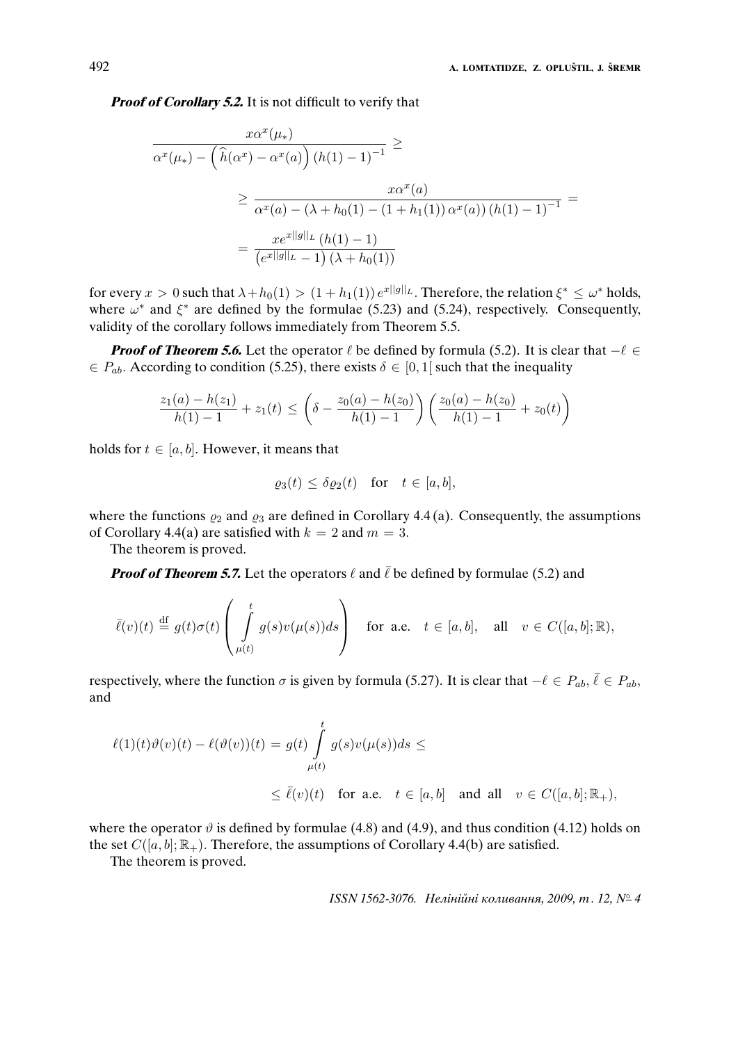***Proof of Corollary 5.2.*** It is not difficult to verify that

$$
\begin{aligned}
\frac{x\alpha^x(\mu_*)}{\alpha^x(\mu_*) - \left(\widehat{h}(\alpha^x) - \alpha^x(a)\right)(h(1)-1)^{-1}} \geq \\
\geq \frac{x\alpha^x(a)}{\alpha^x(a) - (\lambda + h_0(1) - (1+h_1(1))\,\alpha^x(a))\,(h(1)-1)^{-1}} = \\
= \frac{xe^{x\|g\|_L}\,(h(1)-1)}{\left(e^{x\|g\|_L}-1\right)(\lambda + h_0(1))}
\end{aligned}
$$

for every $x > 0$ such that $\lambda + h_0(1) > (1+h_1(1))\,e^{x\|g\|_L}$. Therefore, the relation $\xi^* \leq \omega^*$ holds, where $\omega^*$ and $\xi^*$ are defined by the formulae (5.23) and (5.24), respectively. Consequently, validity of the corollary follows immediately from Theorem 5.5.

***Proof of Theorem 5.6.*** Let the operator $\ell$ be defined by formula (5.2). It is clear that $-\ell \in P_{ab}$. According to condition (5.25), there exists $\delta \in [0, 1[$ such that the inequality

$$
\frac{z_1(a) - h(z_1)}{h(1)-1} + z_1(t) \leq \left(\delta - \frac{z_0(a)-h(z_0)}{h(1)-1}\right)\left(\frac{z_0(a)-h(z_0)}{h(1)-1} + z_0(t)\right)
$$

holds for $t \in [a, b]$. However, it means that

$$
\varrho_3(t) \leq \delta\varrho_2(t) \quad \text{for} \quad t \in [a, b],
$$

where the functions $\varrho_2$ and $\varrho_3$ are defined in Corollary 4.4 (a). Consequently, the assumptions of Corollary 4.4(a) are satisfied with $k = 2$ and $m = 3$.

The theorem is proved.

***Proof of Theorem 5.7.*** Let the operators $\ell$ and $\bar{\ell}$ be defined by formulae (5.2) and

$$
\bar{\ell}(v)(t) \overset{\text{df}}{=} g(t)\sigma(t)\left(\int_{\mu(t)}^{t} g(s)v(\mu(s))ds\right) \quad \text{for a.e.} \quad t \in [a,b], \quad \text{all} \quad v \in C([a,b];\mathbb{R}),
$$

respectively, where the function $\sigma$ is given by formula (5.27). It is clear that $-\ell \in P_{ab}$, $\bar{\ell} \in P_{ab}$, and

$$
\begin{aligned}
\ell(1)(t)\vartheta(v)(t) - \ell(\vartheta(v))(t) = g(t)\int_{\mu(t)}^{t} g(s)v(\mu(s))ds \leq \\
\leq \bar{\ell}(v)(t) \quad \text{for a.e.} \quad t \in [a,b] \quad \text{and all} \quad v \in C([a,b];\mathbb{R}_+),
\end{aligned}
$$

where the operator $\vartheta$ is defined by formulae (4.8) and (4.9), and thus condition (4.12) holds on the set $C([a, b]; \mathbb{R}_+)$. Therefore, the assumptions of Corollary 4.4(b) are satisfied.

The theorem is proved.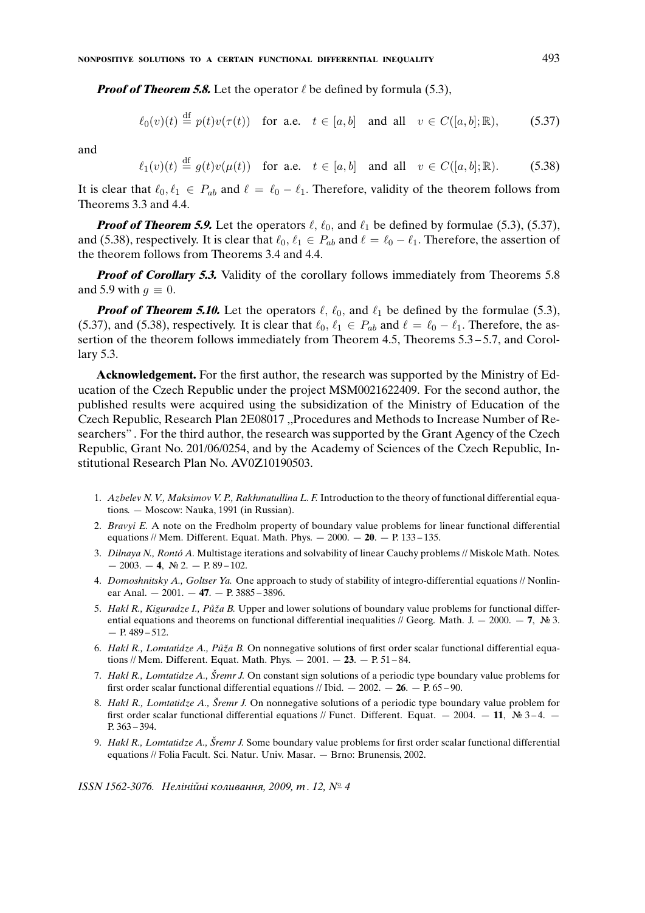***Proof of Theorem 5.8.*** Let the operator $\ell$ be defined by formula (5.3),

$$\ell_0(v)(t) \stackrel{\mathrm{df}}{=} p(t)v(\tau(t)) \quad \text{for a.e.} \quad t \in [a,b] \quad \text{and all} \quad v \in C([a,b];\mathbb{R}), \tag{5.37}$$

and

$$\ell_1(v)(t) \stackrel{\mathrm{df}}{=} g(t)v(\mu(t)) \quad \text{for a.e.} \quad t \in [a,b] \quad \text{and all} \quad v \in C([a,b];\mathbb{R}). \tag{5.38}$$

It is clear that $\ell_0, \ell_1 \in P_{ab}$ and $\ell = \ell_0 - \ell_1$. Therefore, validity of the theorem follows from Theorems 3.3 and 4.4.

***Proof of Theorem 5.9.*** Let the operators $\ell$, $\ell_0$, and $\ell_1$ be defined by formulae (5.3), (5.37), and (5.38), respectively. It is clear that $\ell_0, \ell_1 \in P_{ab}$ and $\ell = \ell_0 - \ell_1$. Therefore, the assertion of the theorem follows from Theorems 3.4 and 4.4.

***Proof of Corollary 5.3.*** Validity of the corollary follows immediately from Theorems 5.8 and 5.9 with $g \equiv 0$.

***Proof of Theorem 5.10.*** Let the operators $\ell$, $\ell_0$, and $\ell_1$ be defined by the formulae (5.3), (5.37), and (5.38), respectively. It is clear that $\ell_0, \ell_1 \in P_{ab}$ and $\ell = \ell_0 - \ell_1$. Therefore, the assertion of the theorem follows immediately from Theorem 4.5, Theorems 5.3 – 5.7, and Corollary 5.3.

**Acknowledgement.** For the first author, the research was supported by the Ministry of Education of the Czech Republic under the project MSM0021622409. For the second author, the published results were acquired using the subsidization of the Ministry of Education of the Czech Republic, Research Plan 2E08017 ,,Procedures and Methods to Increase Number of Researchers". For the third author, the research was supported by the Grant Agency of the Czech Republic, Grant No. 201/06/0254, and by the Academy of Sciences of the Czech Republic, Institutional Research Plan No. AV0Z10190503.

1. *Azbelev N. V., Maksimov V. P., Rakhmatullina L. F.* Introduction to the theory of functional differential equations. — Moscow: Nauka, 1991 (in Russian).
2. *Bravyi E.* A note on the Fredholm property of boundary value problems for linear functional differential equations // Mem. Different. Equat. Math. Phys. — 2000. — **20**. — P. 133 – 135.
3. *Dilnaya N., Rontó A.* Multistage iterations and solvability of linear Cauchy problems // Miskolc Math. Notes. — 2003. — **4**, № 2. — P. 89 – 102.
4. *Domoshnitsky A., Goltser Ya.* One approach to study of stability of integro-differential equations // Nonlinear Anal. — 2001. — **47**. — P. 3885 – 3896.
5. *Hakl R., Kiguradze I., Půža B.* Upper and lower solutions of boundary value problems for functional differential equations and theorems on functional differential inequalities // Georg. Math. J. — 2000. — **7**, № 3. — P. 489 – 512.
6. *Hakl R., Lomtatidze A., Půža B.* On nonnegative solutions of first order scalar functional differential equations // Mem. Different. Equat. Math. Phys. — 2001. — **23**. — P. 51 – 84.
7. *Hakl R., Lomtatidze A., Šremr J.* On constant sign solutions of a periodic type boundary value problems for first order scalar functional differential equations // Ibid. — 2002. — **26**. — P. 65 – 90.
8. *Hakl R., Lomtatidze A., Šremr J.* On nonnegative solutions of a periodic type boundary value problem for first order scalar functional differential equations // Funct. Different. Equat. — 2004. — **11**, № 3 – 4. — P. 363 – 394.
9. *Hakl R., Lomtatidze A., Šremr J.* Some boundary value problems for first order scalar functional differential equations // Folia Facult. Sci. Natur. Univ. Masar. — Brno: Brunensis, 2002.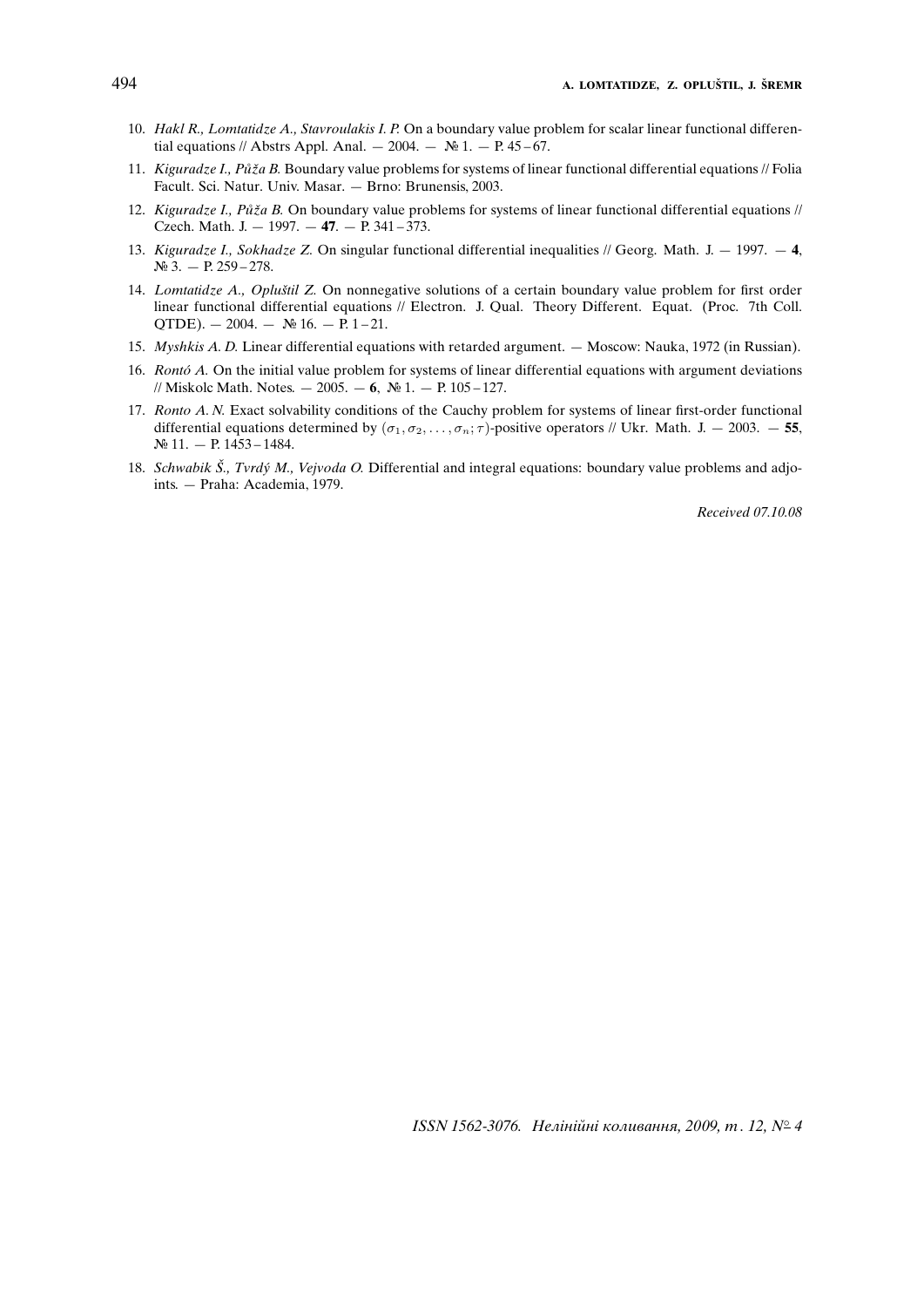10. *Hakl R., Lomtatidze A., Stavroulakis I. P.* On a boundary value problem for scalar linear functional differential equations // Abstrs Appl. Anal. — 2004. — № 1. — P. 45 – 67.
11. *Kiguradze I., Půža B.* Boundary value problems for systems of linear functional differential equations // Folia Facult. Sci. Natur. Univ. Masar. — Brno: Brunensis, 2003.
12. *Kiguradze I., Půža B.* On boundary value problems for systems of linear functional differential equations // Czech. Math. J. — 1997. — **47**. — P. 341 – 373.
13. *Kiguradze I., Sokhadze Z.* On singular functional differential inequalities // Georg. Math. J. — 1997. — **4**, № 3. — P. 259 – 278.
14. *Lomtatidze A., Opluštil Z.* On nonnegative solutions of a certain boundary value problem for first order linear functional differential equations // Electron. J. Qual. Theory Different. Equat. (Proc. 7th Coll. QTDE). — 2004. — № 16. — P. 1 – 21.
15. *Myshkis A. D.* Linear differential equations with retarded argument. — Moscow: Nauka, 1972 (in Russian).
16. *Rontó A.* On the initial value problem for systems of linear differential equations with argument deviations // Miskolc Math. Notes. — 2005. — **6**, № 1. — P. 105 – 127.
17. *Ronto A. N.* Exact solvability conditions of the Cauchy problem for systems of linear first-order functional differential equations determined by $(\sigma_1, \sigma_2, \ldots, \sigma_n; \tau)$-positive operators // Ukr. Math. J. — 2003. — **55**, № 11. — P. 1453 – 1484.
18. *Schwabik Š., Tvrdý M., Vejvoda O.* Differential and integral equations: boundary value problems and adjoints. — Praha: Academia, 1979.

*Received 07.10.08*